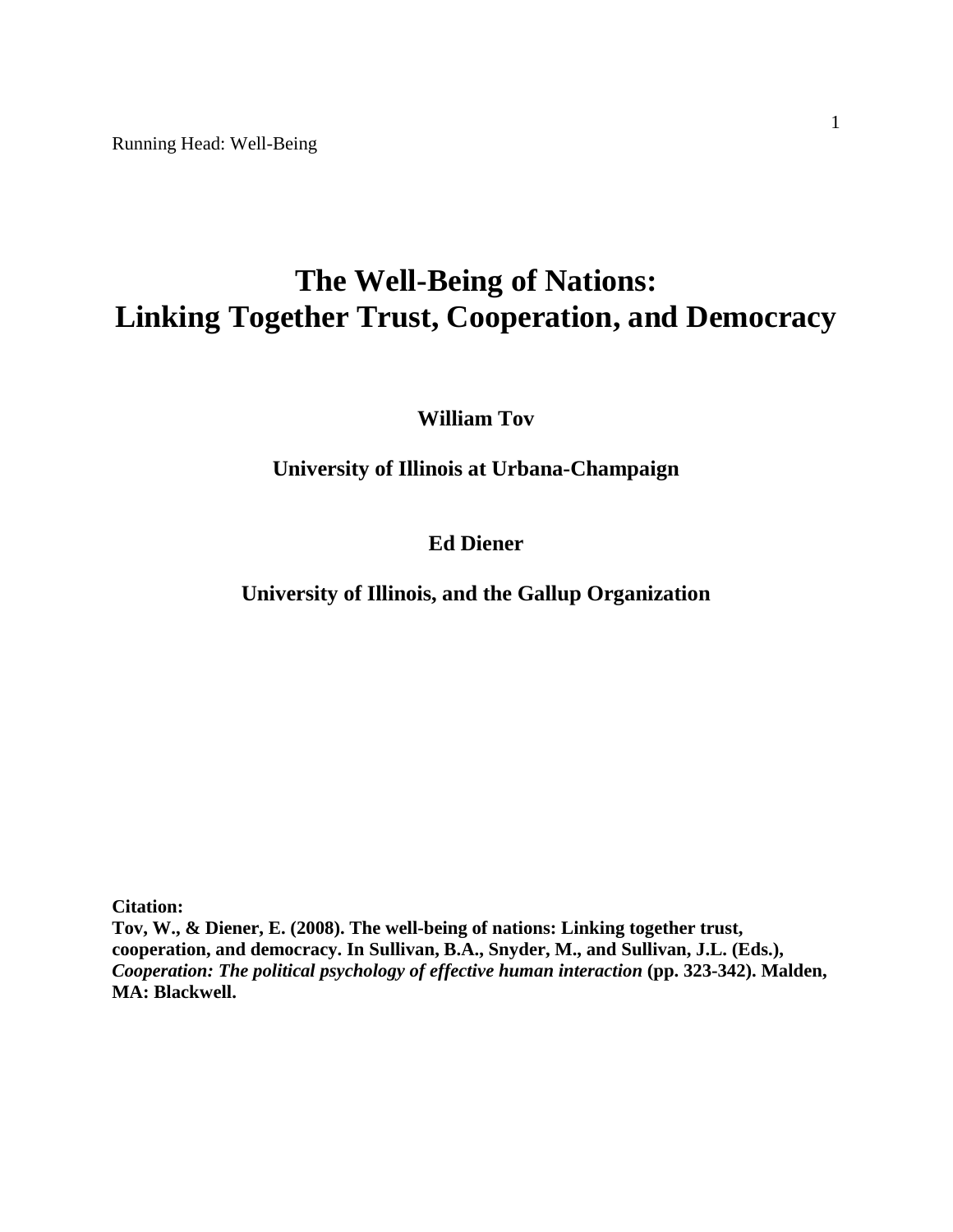# The Well-Being of Nations:
# Linking Together Trust, Cooperation, and Democracy

**William Tov**

**University of Illinois at Urbana-Champaign**

**Ed Diener**

**University of Illinois, and the Gallup Organization**

**Citation:**
**Tov, W., & Diener, E. (2008). The well-being of nations: Linking together trust, cooperation, and democracy. In Sullivan, B.A., Snyder, M., and Sullivan, J.L. (Eds.), *Cooperation: The political psychology of effective human interaction* (pp. 323-342). Malden, MA: Blackwell.**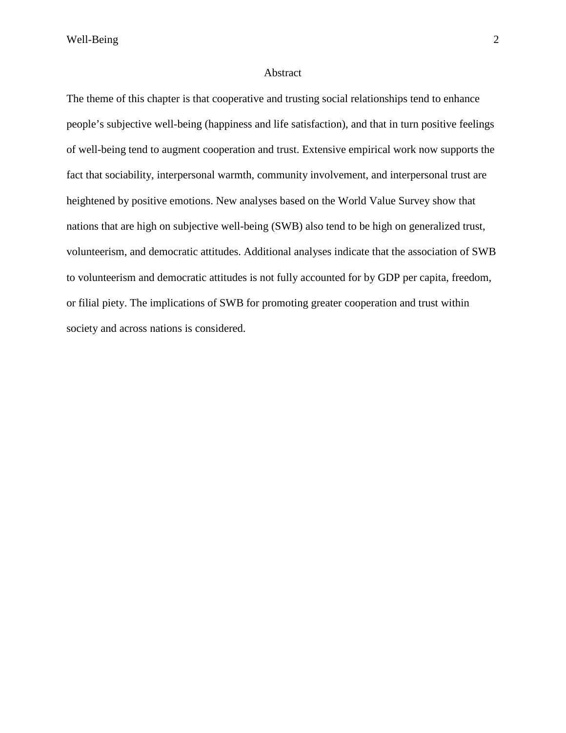## Abstract

The theme of this chapter is that cooperative and trusting social relationships tend to enhance people's subjective well-being (happiness and life satisfaction), and that in turn positive feelings of well-being tend to augment cooperation and trust. Extensive empirical work now supports the fact that sociability, interpersonal warmth, community involvement, and interpersonal trust are heightened by positive emotions. New analyses based on the World Value Survey show that nations that are high on subjective well-being (SWB) also tend to be high on generalized trust, volunteerism, and democratic attitudes. Additional analyses indicate that the association of SWB to volunteerism and democratic attitudes is not fully accounted for by GDP per capita, freedom, or filial piety. The implications of SWB for promoting greater cooperation and trust within society and across nations is considered.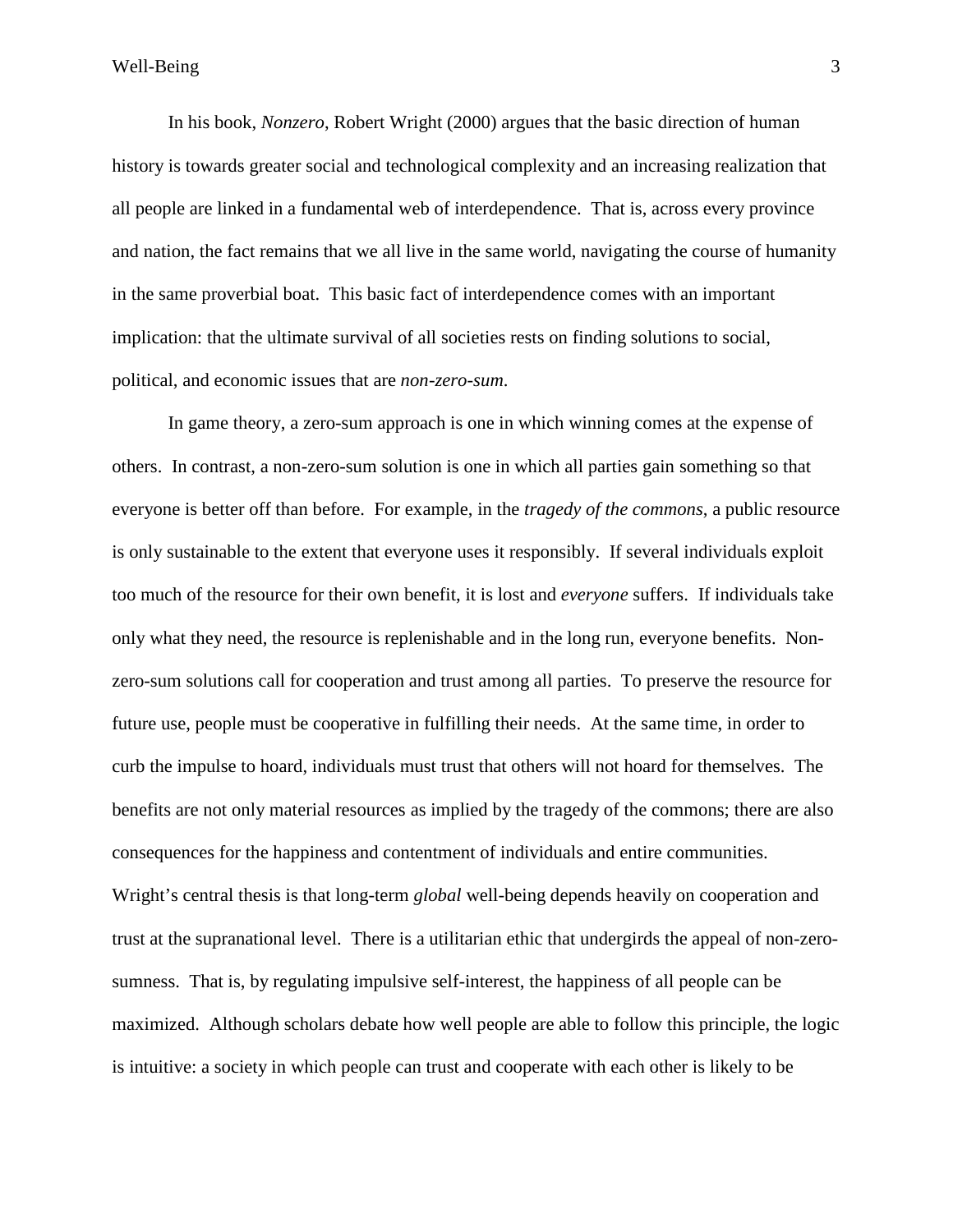In his book, *Nonzero*, Robert Wright (2000) argues that the basic direction of human history is towards greater social and technological complexity and an increasing realization that all people are linked in a fundamental web of interdependence. That is, across every province and nation, the fact remains that we all live in the same world, navigating the course of humanity in the same proverbial boat. This basic fact of interdependence comes with an important implication: that the ultimate survival of all societies rests on finding solutions to social, political, and economic issues that are *non-zero-sum*.

In game theory, a zero-sum approach is one in which winning comes at the expense of others. In contrast, a non-zero-sum solution is one in which all parties gain something so that everyone is better off than before. For example, in the *tragedy of the commons*, a public resource is only sustainable to the extent that everyone uses it responsibly. If several individuals exploit too much of the resource for their own benefit, it is lost and *everyone* suffers. If individuals take only what they need, the resource is replenishable and in the long run, everyone benefits. Non-zero-sum solutions call for cooperation and trust among all parties. To preserve the resource for future use, people must be cooperative in fulfilling their needs. At the same time, in order to curb the impulse to hoard, individuals must trust that others will not hoard for themselves. The benefits are not only material resources as implied by the tragedy of the commons; there are also consequences for the happiness and contentment of individuals and entire communities. Wright's central thesis is that long-term *global* well-being depends heavily on cooperation and trust at the supranational level. There is a utilitarian ethic that undergirds the appeal of non-zero-sumness. That is, by regulating impulsive self-interest, the happiness of all people can be maximized. Although scholars debate how well people are able to follow this principle, the logic is intuitive: a society in which people can trust and cooperate with each other is likely to be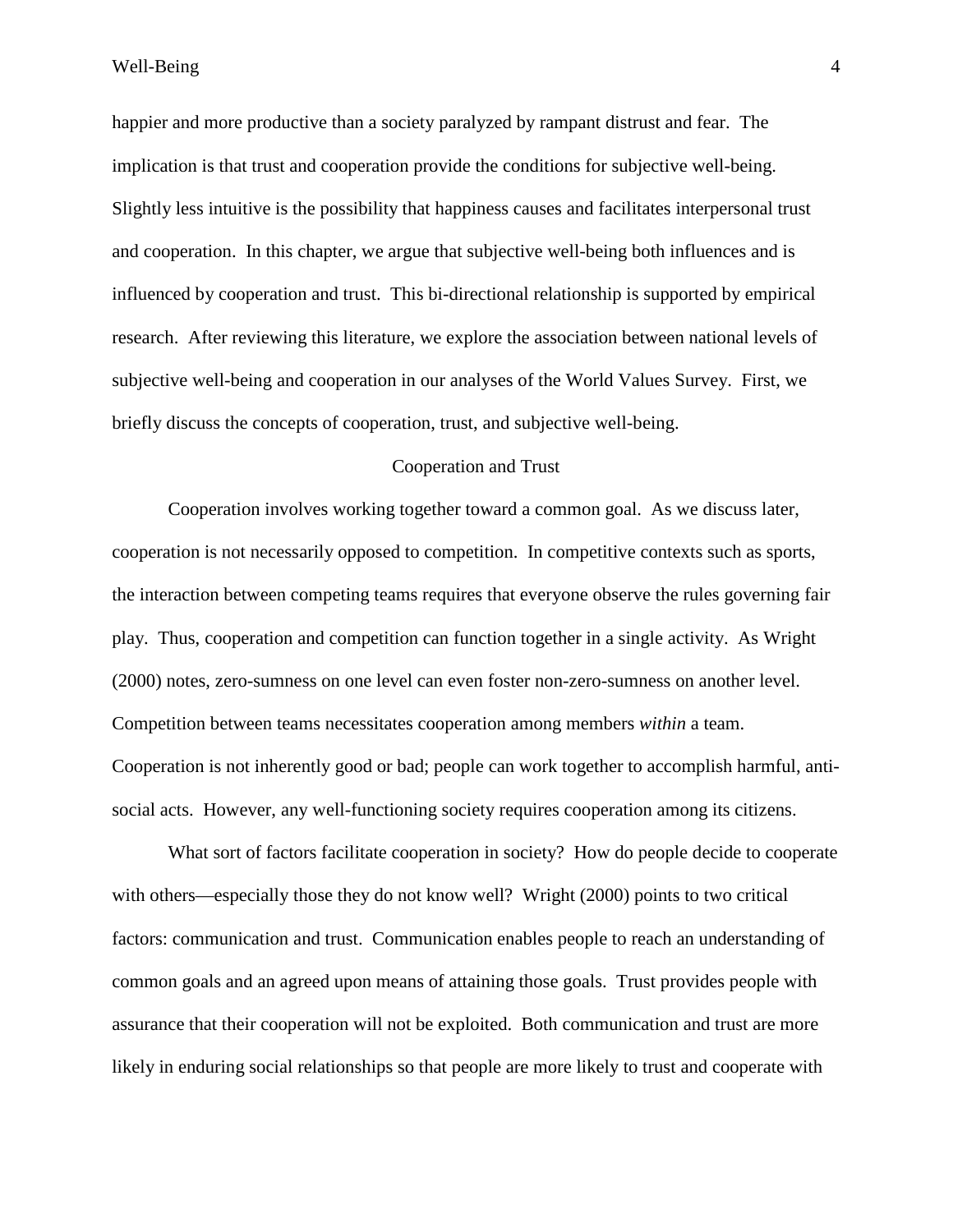happier and more productive than a society paralyzed by rampant distrust and fear. The implication is that trust and cooperation provide the conditions for subjective well-being. Slightly less intuitive is the possibility that happiness causes and facilitates interpersonal trust and cooperation. In this chapter, we argue that subjective well-being both influences and is influenced by cooperation and trust. This bi-directional relationship is supported by empirical research. After reviewing this literature, we explore the association between national levels of subjective well-being and cooperation in our analyses of the World Values Survey. First, we briefly discuss the concepts of cooperation, trust, and subjective well-being.

## Cooperation and Trust

Cooperation involves working together toward a common goal. As we discuss later, cooperation is not necessarily opposed to competition. In competitive contexts such as sports, the interaction between competing teams requires that everyone observe the rules governing fair play. Thus, cooperation and competition can function together in a single activity. As Wright (2000) notes, zero-sumness on one level can even foster non-zero-sumness on another level. Competition between teams necessitates cooperation among members *within* a team. Cooperation is not inherently good or bad; people can work together to accomplish harmful, anti-social acts. However, any well-functioning society requires cooperation among its citizens.

What sort of factors facilitate cooperation in society? How do people decide to cooperate with others—especially those they do not know well? Wright (2000) points to two critical factors: communication and trust. Communication enables people to reach an understanding of common goals and an agreed upon means of attaining those goals. Trust provides people with assurance that their cooperation will not be exploited. Both communication and trust are more likely in enduring social relationships so that people are more likely to trust and cooperate with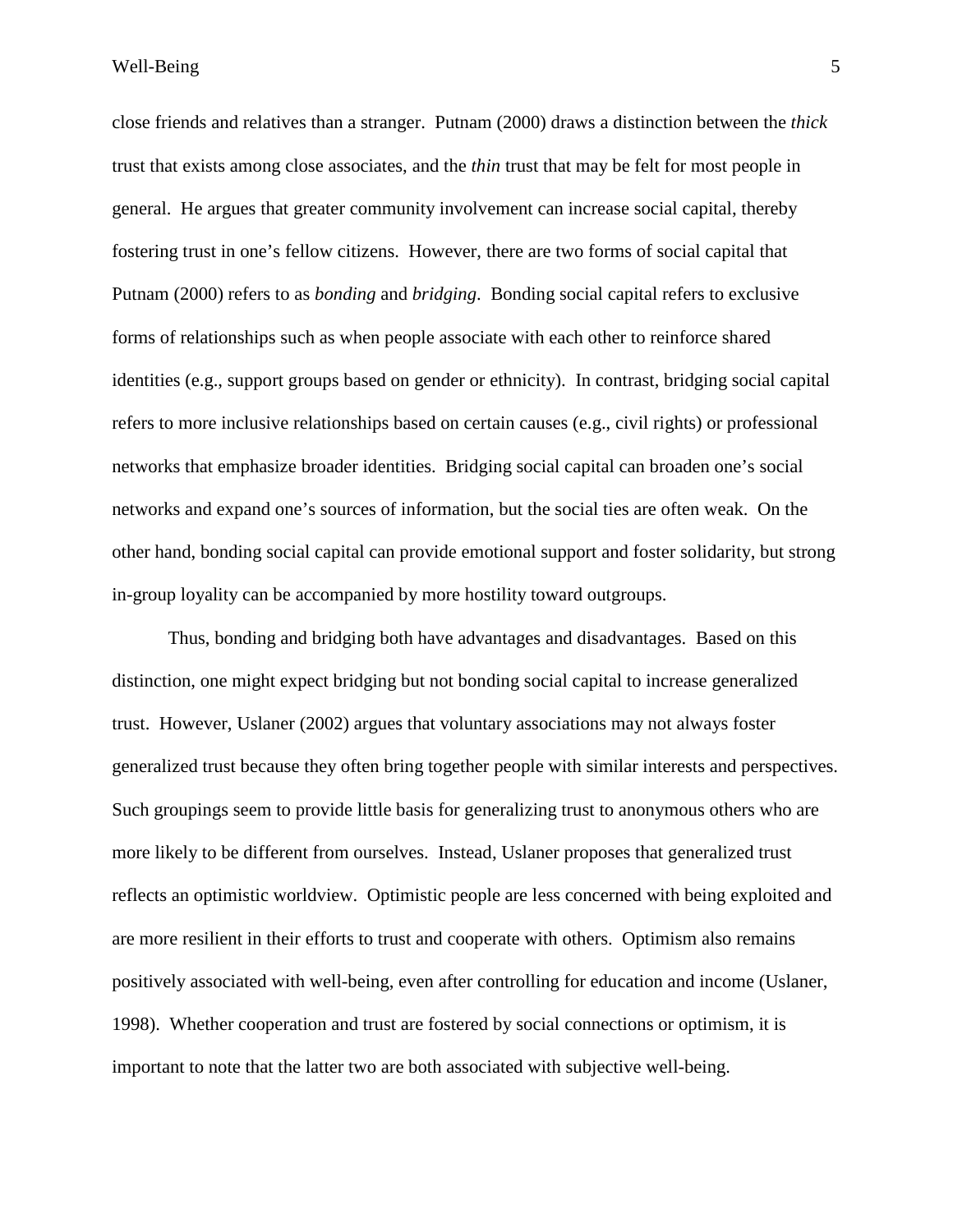close friends and relatives than a stranger. Putnam (2000) draws a distinction between the *thick* trust that exists among close associates, and the *thin* trust that may be felt for most people in general. He argues that greater community involvement can increase social capital, thereby fostering trust in one's fellow citizens. However, there are two forms of social capital that Putnam (2000) refers to as *bonding* and *bridging*. Bonding social capital refers to exclusive forms of relationships such as when people associate with each other to reinforce shared identities (e.g., support groups based on gender or ethnicity). In contrast, bridging social capital refers to more inclusive relationships based on certain causes (e.g., civil rights) or professional networks that emphasize broader identities. Bridging social capital can broaden one's social networks and expand one's sources of information, but the social ties are often weak. On the other hand, bonding social capital can provide emotional support and foster solidarity, but strong in-group loyality can be accompanied by more hostility toward outgroups.

Thus, bonding and bridging both have advantages and disadvantages. Based on this distinction, one might expect bridging but not bonding social capital to increase generalized trust. However, Uslaner (2002) argues that voluntary associations may not always foster generalized trust because they often bring together people with similar interests and perspectives. Such groupings seem to provide little basis for generalizing trust to anonymous others who are more likely to be different from ourselves. Instead, Uslaner proposes that generalized trust reflects an optimistic worldview. Optimistic people are less concerned with being exploited and are more resilient in their efforts to trust and cooperate with others. Optimism also remains positively associated with well-being, even after controlling for education and income (Uslaner, 1998). Whether cooperation and trust are fostered by social connections or optimism, it is important to note that the latter two are both associated with subjective well-being.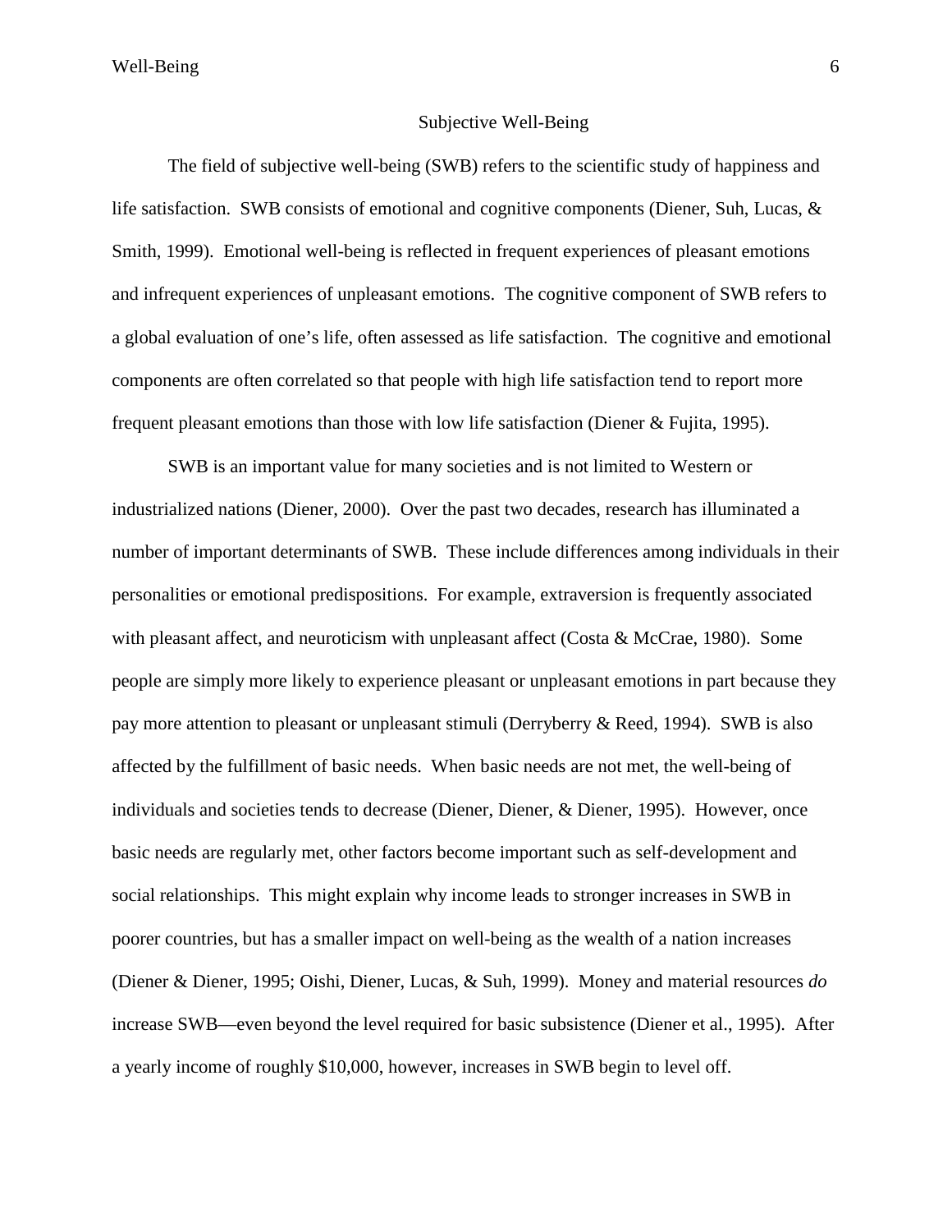## Subjective Well-Being

The field of subjective well-being (SWB) refers to the scientific study of happiness and life satisfaction. SWB consists of emotional and cognitive components (Diener, Suh, Lucas, & Smith, 1999). Emotional well-being is reflected in frequent experiences of pleasant emotions and infrequent experiences of unpleasant emotions. The cognitive component of SWB refers to a global evaluation of one's life, often assessed as life satisfaction. The cognitive and emotional components are often correlated so that people with high life satisfaction tend to report more frequent pleasant emotions than those with low life satisfaction (Diener & Fujita, 1995).

SWB is an important value for many societies and is not limited to Western or industrialized nations (Diener, 2000). Over the past two decades, research has illuminated a number of important determinants of SWB. These include differences among individuals in their personalities or emotional predispositions. For example, extraversion is frequently associated with pleasant affect, and neuroticism with unpleasant affect (Costa & McCrae, 1980). Some people are simply more likely to experience pleasant or unpleasant emotions in part because they pay more attention to pleasant or unpleasant stimuli (Derryberry & Reed, 1994). SWB is also affected by the fulfillment of basic needs. When basic needs are not met, the well-being of individuals and societies tends to decrease (Diener, Diener, & Diener, 1995). However, once basic needs are regularly met, other factors become important such as self-development and social relationships. This might explain why income leads to stronger increases in SWB in poorer countries, but has a smaller impact on well-being as the wealth of a nation increases (Diener & Diener, 1995; Oishi, Diener, Lucas, & Suh, 1999). Money and material resources *do* increase SWB—even beyond the level required for basic subsistence (Diener et al., 1995). After a yearly income of roughly $10,000, however, increases in SWB begin to level off.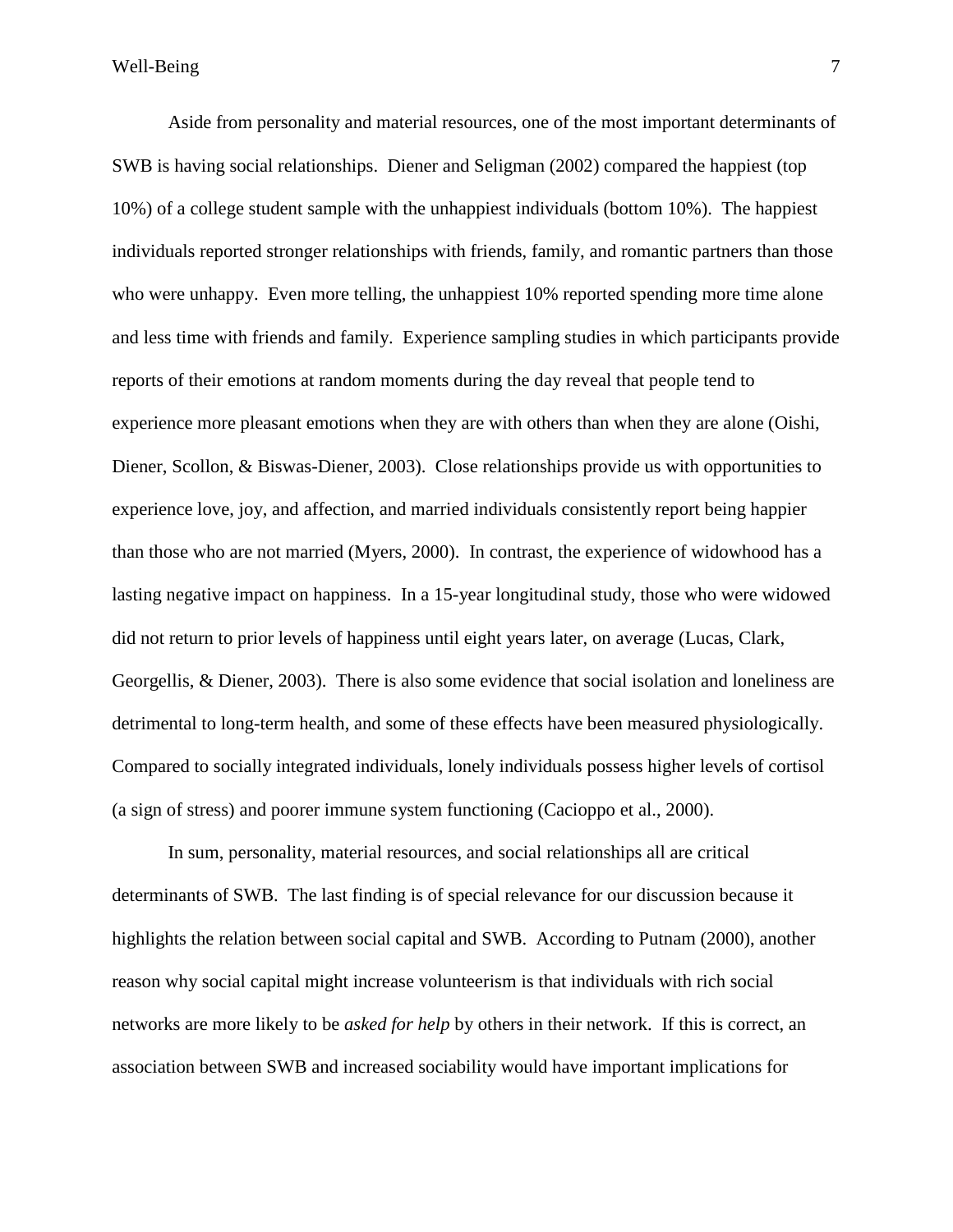Aside from personality and material resources, one of the most important determinants of SWB is having social relationships. Diener and Seligman (2002) compared the happiest (top 10%) of a college student sample with the unhappiest individuals (bottom 10%). The happiest individuals reported stronger relationships with friends, family, and romantic partners than those who were unhappy. Even more telling, the unhappiest 10% reported spending more time alone and less time with friends and family. Experience sampling studies in which participants provide reports of their emotions at random moments during the day reveal that people tend to experience more pleasant emotions when they are with others than when they are alone (Oishi, Diener, Scollon, & Biswas-Diener, 2003). Close relationships provide us with opportunities to experience love, joy, and affection, and married individuals consistently report being happier than those who are not married (Myers, 2000). In contrast, the experience of widowhood has a lasting negative impact on happiness. In a 15-year longitudinal study, those who were widowed did not return to prior levels of happiness until eight years later, on average (Lucas, Clark, Georgellis, & Diener, 2003). There is also some evidence that social isolation and loneliness are detrimental to long-term health, and some of these effects have been measured physiologically. Compared to socially integrated individuals, lonely individuals possess higher levels of cortisol (a sign of stress) and poorer immune system functioning (Cacioppo et al., 2000).

In sum, personality, material resources, and social relationships all are critical determinants of SWB. The last finding is of special relevance for our discussion because it highlights the relation between social capital and SWB. According to Putnam (2000), another reason why social capital might increase volunteerism is that individuals with rich social networks are more likely to be *asked for help* by others in their network. If this is correct, an association between SWB and increased sociability would have important implications for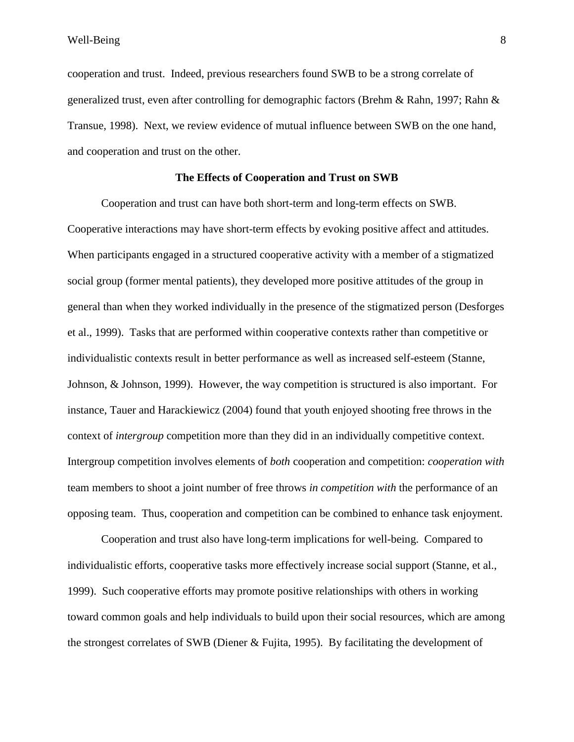cooperation and trust. Indeed, previous researchers found SWB to be a strong correlate of generalized trust, even after controlling for demographic factors (Brehm & Rahn, 1997; Rahn & Transue, 1998). Next, we review evidence of mutual influence between SWB on the one hand, and cooperation and trust on the other.

## The Effects of Cooperation and Trust on SWB

Cooperation and trust can have both short-term and long-term effects on SWB. Cooperative interactions may have short-term effects by evoking positive affect and attitudes. When participants engaged in a structured cooperative activity with a member of a stigmatized social group (former mental patients), they developed more positive attitudes of the group in general than when they worked individually in the presence of the stigmatized person (Desforges et al., 1999). Tasks that are performed within cooperative contexts rather than competitive or individualistic contexts result in better performance as well as increased self-esteem (Stanne, Johnson, & Johnson, 1999). However, the way competition is structured is also important. For instance, Tauer and Harackiewicz (2004) found that youth enjoyed shooting free throws in the context of *intergroup* competition more than they did in an individually competitive context. Intergroup competition involves elements of *both* cooperation and competition: *cooperation with* team members to shoot a joint number of free throws *in competition with* the performance of an opposing team. Thus, cooperation and competition can be combined to enhance task enjoyment.

Cooperation and trust also have long-term implications for well-being. Compared to individualistic efforts, cooperative tasks more effectively increase social support (Stanne, et al., 1999). Such cooperative efforts may promote positive relationships with others in working toward common goals and help individuals to build upon their social resources, which are among the strongest correlates of SWB (Diener & Fujita, 1995). By facilitating the development of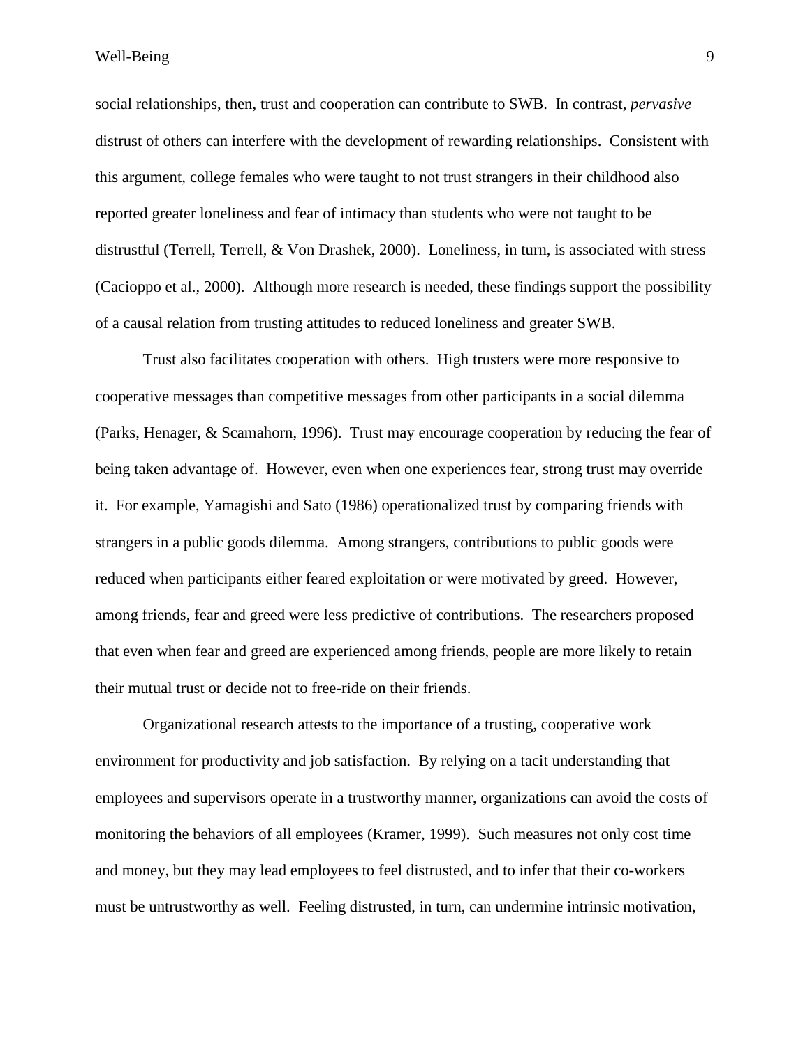social relationships, then, trust and cooperation can contribute to SWB. In contrast, *pervasive* distrust of others can interfere with the development of rewarding relationships. Consistent with this argument, college females who were taught to not trust strangers in their childhood also reported greater loneliness and fear of intimacy than students who were not taught to be distrustful (Terrell, Terrell, & Von Drashek, 2000). Loneliness, in turn, is associated with stress (Cacioppo et al., 2000). Although more research is needed, these findings support the possibility of a causal relation from trusting attitudes to reduced loneliness and greater SWB.

Trust also facilitates cooperation with others. High trusters were more responsive to cooperative messages than competitive messages from other participants in a social dilemma (Parks, Henager, & Scamahorn, 1996). Trust may encourage cooperation by reducing the fear of being taken advantage of. However, even when one experiences fear, strong trust may override it. For example, Yamagishi and Sato (1986) operationalized trust by comparing friends with strangers in a public goods dilemma. Among strangers, contributions to public goods were reduced when participants either feared exploitation or were motivated by greed. However, among friends, fear and greed were less predictive of contributions. The researchers proposed that even when fear and greed are experienced among friends, people are more likely to retain their mutual trust or decide not to free-ride on their friends.

Organizational research attests to the importance of a trusting, cooperative work environment for productivity and job satisfaction. By relying on a tacit understanding that employees and supervisors operate in a trustworthy manner, organizations can avoid the costs of monitoring the behaviors of all employees (Kramer, 1999). Such measures not only cost time and money, but they may lead employees to feel distrusted, and to infer that their co-workers must be untrustworthy as well. Feeling distrusted, in turn, can undermine intrinsic motivation,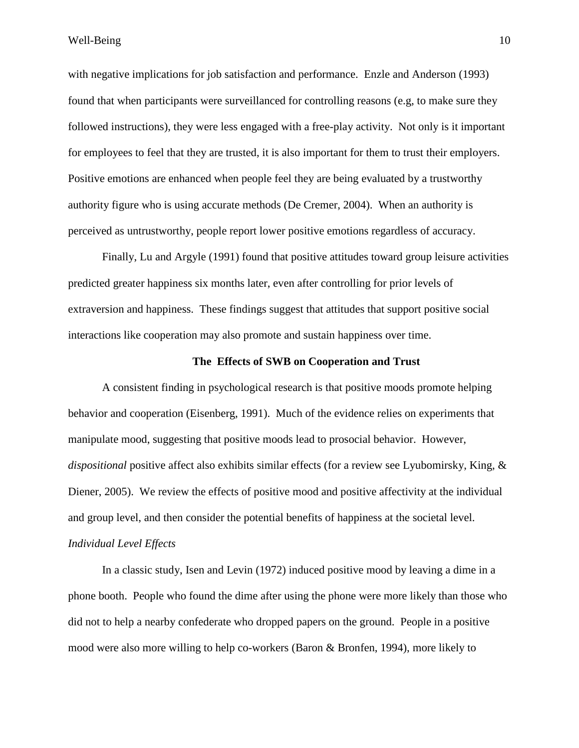with negative implications for job satisfaction and performance. Enzle and Anderson (1993) found that when participants were surveillanced for controlling reasons (e.g, to make sure they followed instructions), they were less engaged with a free-play activity. Not only is it important for employees to feel that they are trusted, it is also important for them to trust their employers. Positive emotions are enhanced when people feel they are being evaluated by a trustworthy authority figure who is using accurate methods (De Cremer, 2004). When an authority is perceived as untrustworthy, people report lower positive emotions regardless of accuracy.

Finally, Lu and Argyle (1991) found that positive attitudes toward group leisure activities predicted greater happiness six months later, even after controlling for prior levels of extraversion and happiness. These findings suggest that attitudes that support positive social interactions like cooperation may also promote and sustain happiness over time.

## The Effects of SWB on Cooperation and Trust

A consistent finding in psychological research is that positive moods promote helping behavior and cooperation (Eisenberg, 1991). Much of the evidence relies on experiments that manipulate mood, suggesting that positive moods lead to prosocial behavior. However, *dispositional* positive affect also exhibits similar effects (for a review see Lyubomirsky, King, & Diener, 2005). We review the effects of positive mood and positive affectivity at the individual and group level, and then consider the potential benefits of happiness at the societal level.

### *Individual Level Effects*

In a classic study, Isen and Levin (1972) induced positive mood by leaving a dime in a phone booth. People who found the dime after using the phone were more likely than those who did not to help a nearby confederate who dropped papers on the ground. People in a positive mood were also more willing to help co-workers (Baron & Bronfen, 1994), more likely to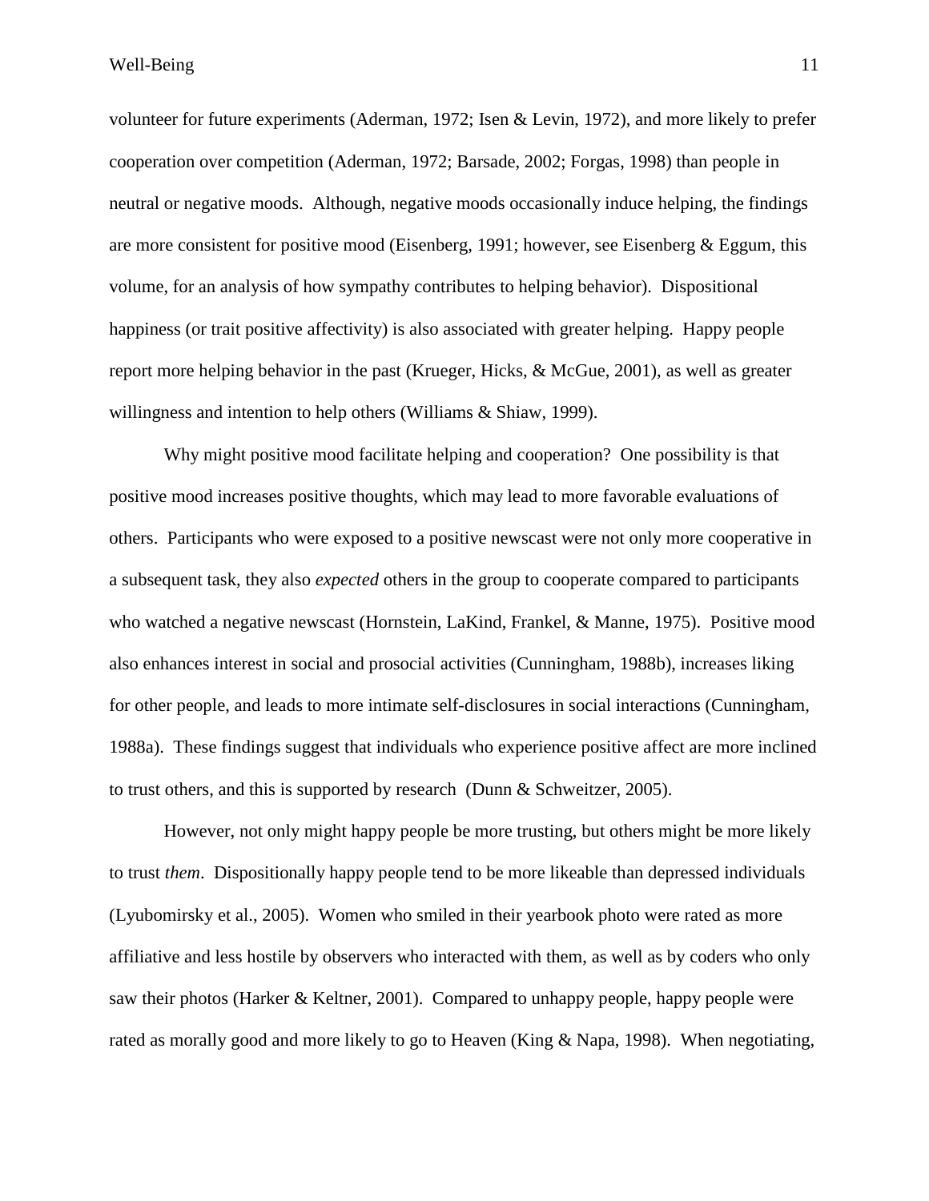volunteer for future experiments (Aderman, 1972; Isen & Levin, 1972), and more likely to prefer cooperation over competition (Aderman, 1972; Barsade, 2002; Forgas, 1998) than people in neutral or negative moods. Although, negative moods occasionally induce helping, the findings are more consistent for positive mood (Eisenberg, 1991; however, see Eisenberg & Eggum, this volume, for an analysis of how sympathy contributes to helping behavior). Dispositional happiness (or trait positive affectivity) is also associated with greater helping. Happy people report more helping behavior in the past (Krueger, Hicks, & McGue, 2001), as well as greater willingness and intention to help others (Williams & Shiaw, 1999).

Why might positive mood facilitate helping and cooperation? One possibility is that positive mood increases positive thoughts, which may lead to more favorable evaluations of others. Participants who were exposed to a positive newscast were not only more cooperative in a subsequent task, they also *expected* others in the group to cooperate compared to participants who watched a negative newscast (Hornstein, LaKind, Frankel, & Manne, 1975). Positive mood also enhances interest in social and prosocial activities (Cunningham, 1988b), increases liking for other people, and leads to more intimate self-disclosures in social interactions (Cunningham, 1988a). These findings suggest that individuals who experience positive affect are more inclined to trust others, and this is supported by research (Dunn & Schweitzer, 2005).

However, not only might happy people be more trusting, but others might be more likely to trust *them*. Dispositionally happy people tend to be more likeable than depressed individuals (Lyubomirsky et al., 2005). Women who smiled in their yearbook photo were rated as more affiliative and less hostile by observers who interacted with them, as well as by coders who only saw their photos (Harker & Keltner, 2001). Compared to unhappy people, happy people were rated as morally good and more likely to go to Heaven (King & Napa, 1998). When negotiating,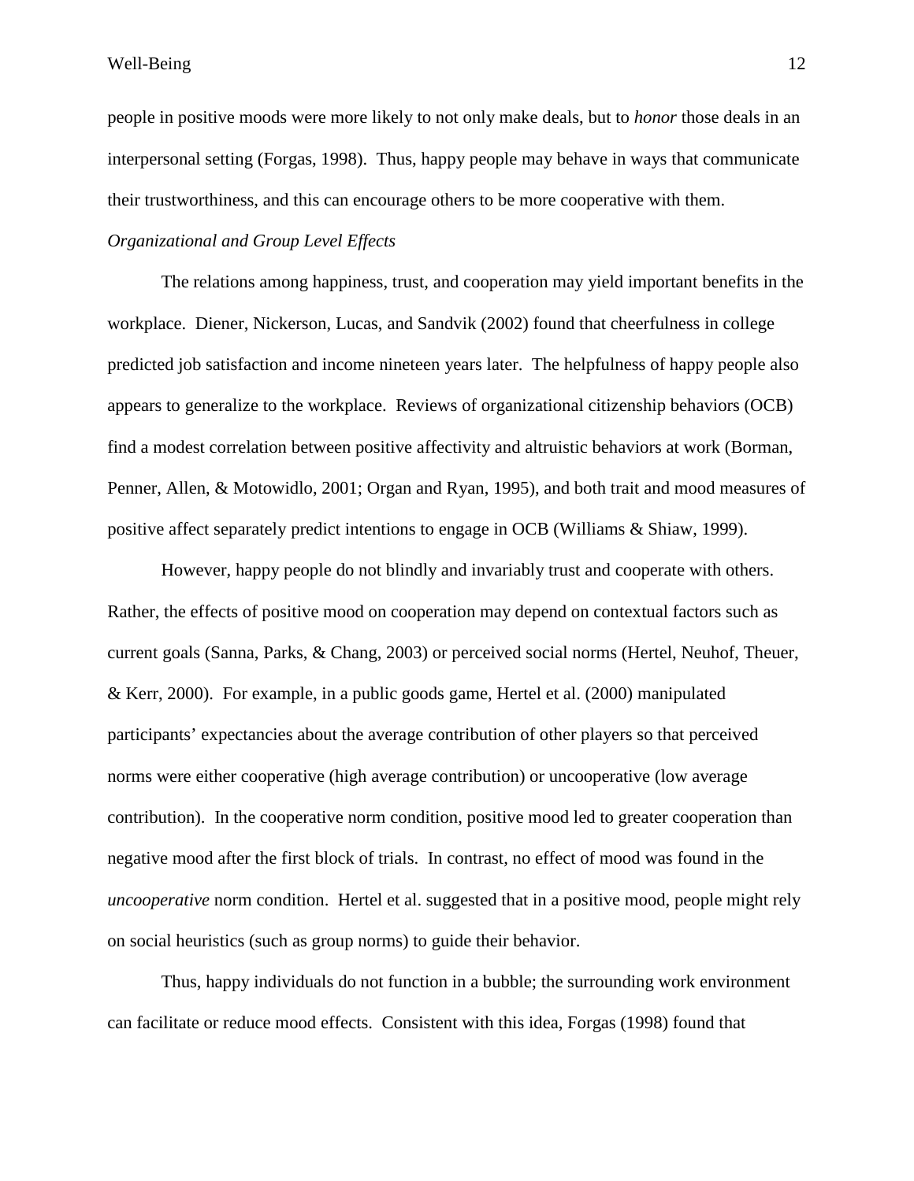people in positive moods were more likely to not only make deals, but to *honor* those deals in an interpersonal setting (Forgas, 1998). Thus, happy people may behave in ways that communicate their trustworthiness, and this can encourage others to be more cooperative with them.

### *Organizational and Group Level Effects*

The relations among happiness, trust, and cooperation may yield important benefits in the workplace. Diener, Nickerson, Lucas, and Sandvik (2002) found that cheerfulness in college predicted job satisfaction and income nineteen years later. The helpfulness of happy people also appears to generalize to the workplace. Reviews of organizational citizenship behaviors (OCB) find a modest correlation between positive affectivity and altruistic behaviors at work (Borman, Penner, Allen, & Motowidlo, 2001; Organ and Ryan, 1995), and both trait and mood measures of positive affect separately predict intentions to engage in OCB (Williams & Shiaw, 1999).

However, happy people do not blindly and invariably trust and cooperate with others. Rather, the effects of positive mood on cooperation may depend on contextual factors such as current goals (Sanna, Parks, & Chang, 2003) or perceived social norms (Hertel, Neuhof, Theuer, & Kerr, 2000). For example, in a public goods game, Hertel et al. (2000) manipulated participants' expectancies about the average contribution of other players so that perceived norms were either cooperative (high average contribution) or uncooperative (low average contribution). In the cooperative norm condition, positive mood led to greater cooperation than negative mood after the first block of trials. In contrast, no effect of mood was found in the *uncooperative* norm condition. Hertel et al. suggested that in a positive mood, people might rely on social heuristics (such as group norms) to guide their behavior.

Thus, happy individuals do not function in a bubble; the surrounding work environment can facilitate or reduce mood effects. Consistent with this idea, Forgas (1998) found that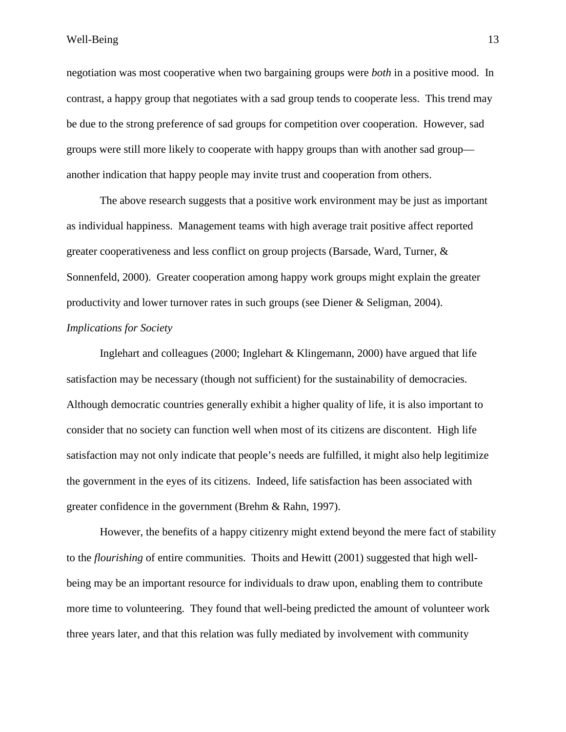negotiation was most cooperative when two bargaining groups were *both* in a positive mood. In contrast, a happy group that negotiates with a sad group tends to cooperate less. This trend may be due to the strong preference of sad groups for competition over cooperation. However, sad groups were still more likely to cooperate with happy groups than with another sad group—another indication that happy people may invite trust and cooperation from others.

The above research suggests that a positive work environment may be just as important as individual happiness. Management teams with high average trait positive affect reported greater cooperativeness and less conflict on group projects (Barsade, Ward, Turner, & Sonnenfeld, 2000). Greater cooperation among happy work groups might explain the greater productivity and lower turnover rates in such groups (see Diener & Seligman, 2004).

### *Implications for Society*

Inglehart and colleagues (2000; Inglehart & Klingemann, 2000) have argued that life satisfaction may be necessary (though not sufficient) for the sustainability of democracies. Although democratic countries generally exhibit a higher quality of life, it is also important to consider that no society can function well when most of its citizens are discontent. High life satisfaction may not only indicate that people's needs are fulfilled, it might also help legitimize the government in the eyes of its citizens. Indeed, life satisfaction has been associated with greater confidence in the government (Brehm & Rahn, 1997).

However, the benefits of a happy citizenry might extend beyond the mere fact of stability to the *flourishing* of entire communities. Thoits and Hewitt (2001) suggested that high well-being may be an important resource for individuals to draw upon, enabling them to contribute more time to volunteering. They found that well-being predicted the amount of volunteer work three years later, and that this relation was fully mediated by involvement with community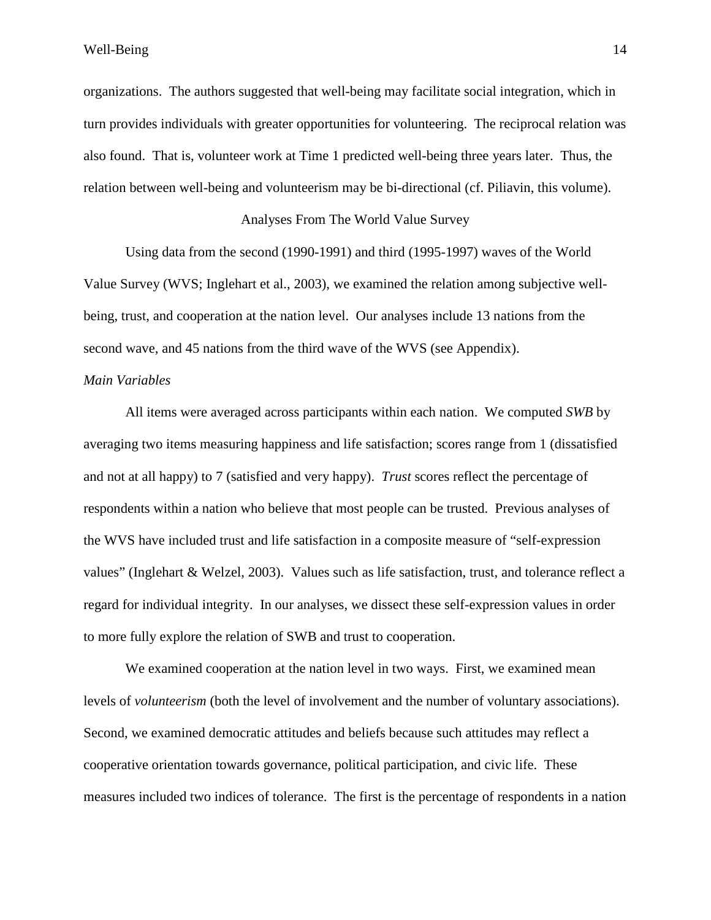organizations. The authors suggested that well-being may facilitate social integration, which in turn provides individuals with greater opportunities for volunteering. The reciprocal relation was also found. That is, volunteer work at Time 1 predicted well-being three years later. Thus, the relation between well-being and volunteerism may be bi-directional (cf. Piliavin, this volume).

## Analyses From The World Value Survey

Using data from the second (1990-1991) and third (1995-1997) waves of the World Value Survey (WVS; Inglehart et al., 2003), we examined the relation among subjective well-being, trust, and cooperation at the nation level. Our analyses include 13 nations from the second wave, and 45 nations from the third wave of the WVS (see Appendix).

### *Main Variables*

All items were averaged across participants within each nation. We computed *SWB* by averaging two items measuring happiness and life satisfaction; scores range from 1 (dissatisfied and not at all happy) to 7 (satisfied and very happy). *Trust* scores reflect the percentage of respondents within a nation who believe that most people can be trusted. Previous analyses of the WVS have included trust and life satisfaction in a composite measure of "self-expression values" (Inglehart & Welzel, 2003). Values such as life satisfaction, trust, and tolerance reflect a regard for individual integrity. In our analyses, we dissect these self-expression values in order to more fully explore the relation of SWB and trust to cooperation.

We examined cooperation at the nation level in two ways. First, we examined mean levels of *volunteerism* (both the level of involvement and the number of voluntary associations). Second, we examined democratic attitudes and beliefs because such attitudes may reflect a cooperative orientation towards governance, political participation, and civic life. These measures included two indices of tolerance. The first is the percentage of respondents in a nation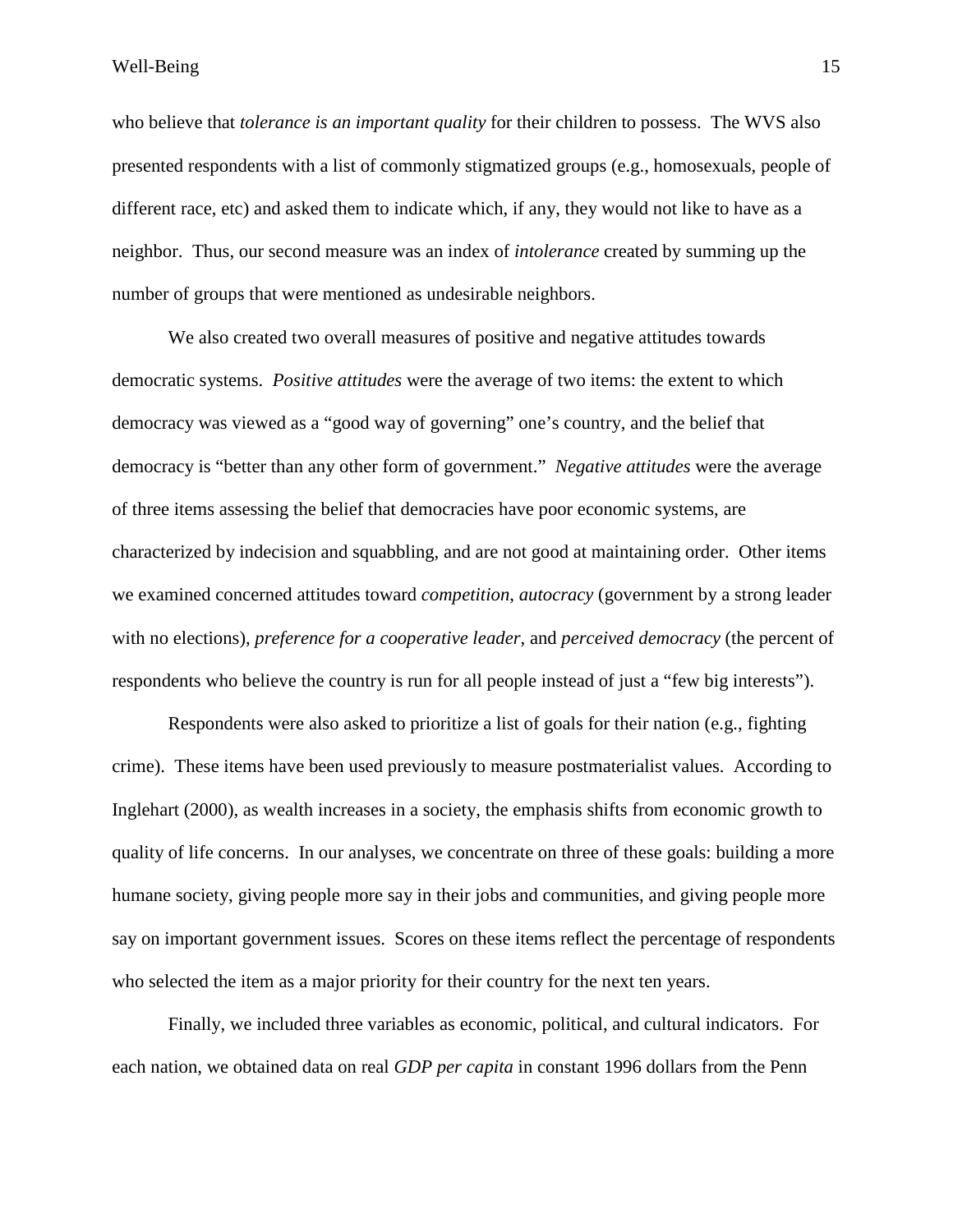who believe that *tolerance is an important quality* for their children to possess. The WVS also presented respondents with a list of commonly stigmatized groups (e.g., homosexuals, people of different race, etc) and asked them to indicate which, if any, they would not like to have as a neighbor. Thus, our second measure was an index of *intolerance* created by summing up the number of groups that were mentioned as undesirable neighbors.

We also created two overall measures of positive and negative attitudes towards democratic systems. *Positive attitudes* were the average of two items: the extent to which democracy was viewed as a "good way of governing" one's country, and the belief that democracy is "better than any other form of government." *Negative attitudes* were the average of three items assessing the belief that democracies have poor economic systems, are characterized by indecision and squabbling, and are not good at maintaining order. Other items we examined concerned attitudes toward *competition*, *autocracy* (government by a strong leader with no elections), *preference for a cooperative leader*, and *perceived democracy* (the percent of respondents who believe the country is run for all people instead of just a "few big interests").

Respondents were also asked to prioritize a list of goals for their nation (e.g., fighting crime). These items have been used previously to measure postmaterialist values. According to Inglehart (2000), as wealth increases in a society, the emphasis shifts from economic growth to quality of life concerns. In our analyses, we concentrate on three of these goals: building a more humane society, giving people more say in their jobs and communities, and giving people more say on important government issues. Scores on these items reflect the percentage of respondents who selected the item as a major priority for their country for the next ten years.

Finally, we included three variables as economic, political, and cultural indicators. For each nation, we obtained data on real *GDP per capita* in constant 1996 dollars from the Penn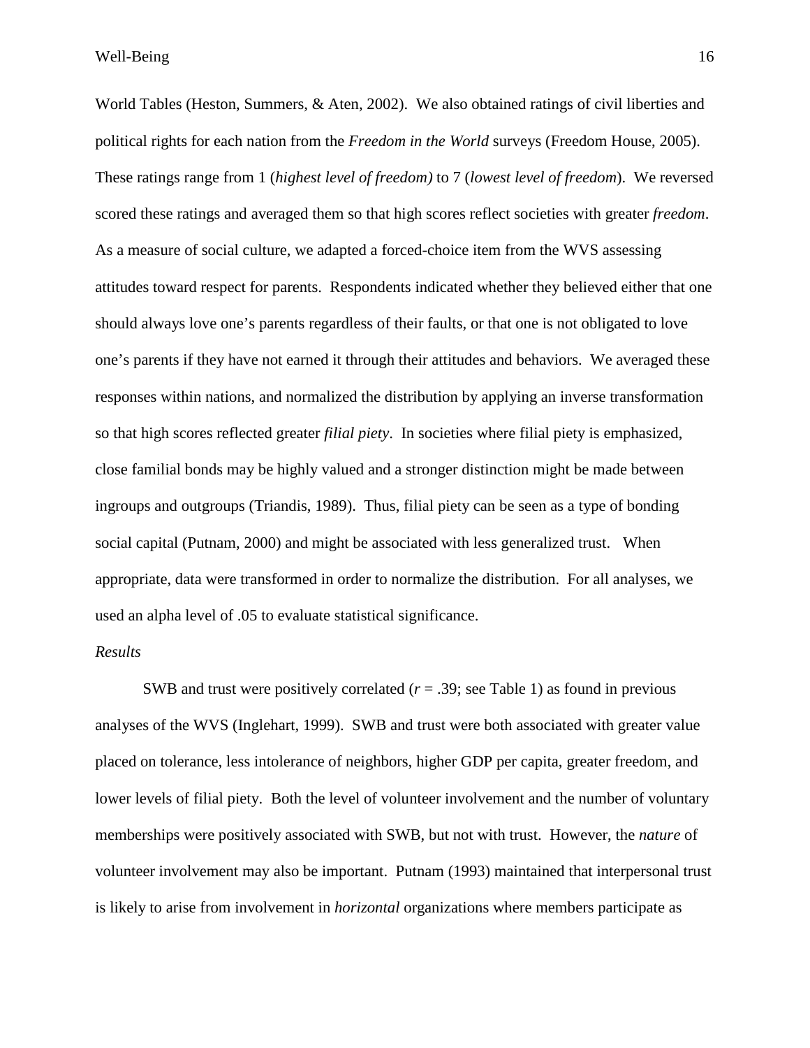World Tables (Heston, Summers, & Aten, 2002). We also obtained ratings of civil liberties and political rights for each nation from the *Freedom in the World* surveys (Freedom House, 2005). These ratings range from 1 (*highest level of freedom)* to 7 (*lowest level of freedom*). We reversed scored these ratings and averaged them so that high scores reflect societies with greater *freedom*. As a measure of social culture, we adapted a forced-choice item from the WVS assessing attitudes toward respect for parents. Respondents indicated whether they believed either that one should always love one's parents regardless of their faults, or that one is not obligated to love one's parents if they have not earned it through their attitudes and behaviors. We averaged these responses within nations, and normalized the distribution by applying an inverse transformation so that high scores reflected greater *filial piety*. In societies where filial piety is emphasized, close familial bonds may be highly valued and a stronger distinction might be made between ingroups and outgroups (Triandis, 1989). Thus, filial piety can be seen as a type of bonding social capital (Putnam, 2000) and might be associated with less generalized trust. When appropriate, data were transformed in order to normalize the distribution. For all analyses, we used an alpha level of .05 to evaluate statistical significance.

*Results*

SWB and trust were positively correlated ($r$ = .39; see Table 1) as found in previous analyses of the WVS (Inglehart, 1999). SWB and trust were both associated with greater value placed on tolerance, less intolerance of neighbors, higher GDP per capita, greater freedom, and lower levels of filial piety. Both the level of volunteer involvement and the number of voluntary memberships were positively associated with SWB, but not with trust. However, the *nature* of volunteer involvement may also be important. Putnam (1993) maintained that interpersonal trust is likely to arise from involvement in *horizontal* organizations where members participate as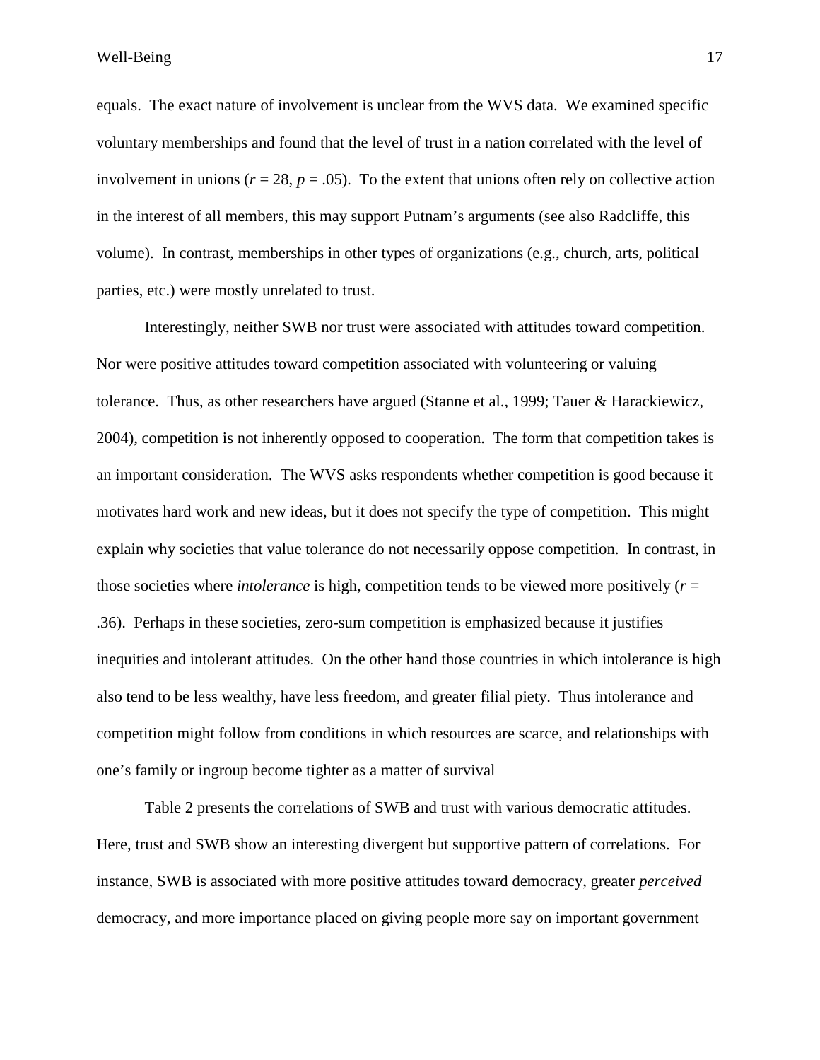equals. The exact nature of involvement is unclear from the WVS data. We examined specific voluntary memberships and found that the level of trust in a nation correlated with the level of involvement in unions ($r$ = 28, $p$ = .05). To the extent that unions often rely on collective action in the interest of all members, this may support Putnam's arguments (see also Radcliffe, this volume). In contrast, memberships in other types of organizations (e.g., church, arts, political parties, etc.) were mostly unrelated to trust.

Interestingly, neither SWB nor trust were associated with attitudes toward competition. Nor were positive attitudes toward competition associated with volunteering or valuing tolerance. Thus, as other researchers have argued (Stanne et al., 1999; Tauer & Harackiewicz, 2004), competition is not inherently opposed to cooperation. The form that competition takes is an important consideration. The WVS asks respondents whether competition is good because it motivates hard work and new ideas, but it does not specify the type of competition. This might explain why societies that value tolerance do not necessarily oppose competition. In contrast, in those societies where *intolerance* is high, competition tends to be viewed more positively ($r$ = .36). Perhaps in these societies, zero-sum competition is emphasized because it justifies inequities and intolerant attitudes. On the other hand those countries in which intolerance is high also tend to be less wealthy, have less freedom, and greater filial piety. Thus intolerance and competition might follow from conditions in which resources are scarce, and relationships with one's family or ingroup become tighter as a matter of survival

Table 2 presents the correlations of SWB and trust with various democratic attitudes. Here, trust and SWB show an interesting divergent but supportive pattern of correlations. For instance, SWB is associated with more positive attitudes toward democracy, greater *perceived* democracy, and more importance placed on giving people more say on important government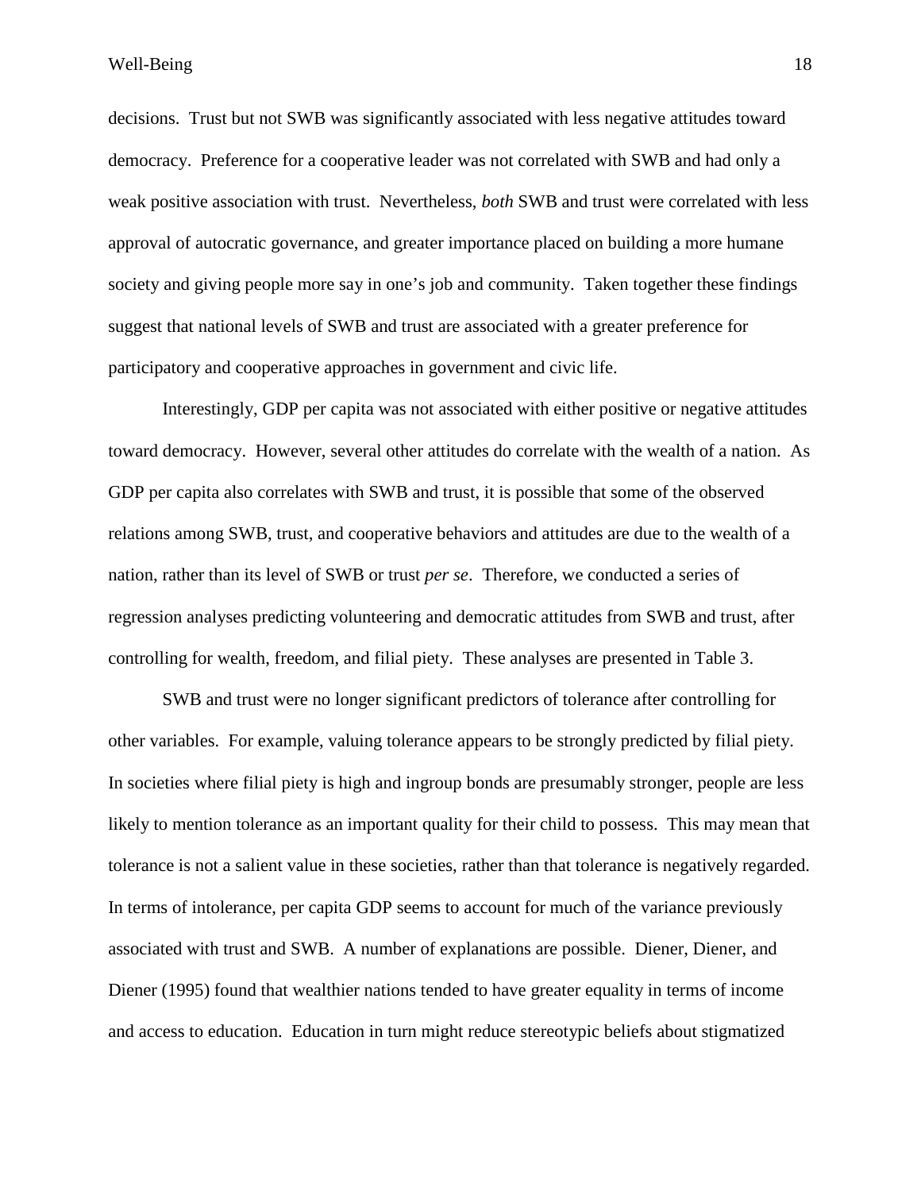decisions. Trust but not SWB was significantly associated with less negative attitudes toward democracy. Preference for a cooperative leader was not correlated with SWB and had only a weak positive association with trust. Nevertheless, *both* SWB and trust were correlated with less approval of autocratic governance, and greater importance placed on building a more humane society and giving people more say in one's job and community. Taken together these findings suggest that national levels of SWB and trust are associated with a greater preference for participatory and cooperative approaches in government and civic life.

Interestingly, GDP per capita was not associated with either positive or negative attitudes toward democracy. However, several other attitudes do correlate with the wealth of a nation. As GDP per capita also correlates with SWB and trust, it is possible that some of the observed relations among SWB, trust, and cooperative behaviors and attitudes are due to the wealth of a nation, rather than its level of SWB or trust *per se*. Therefore, we conducted a series of regression analyses predicting volunteering and democratic attitudes from SWB and trust, after controlling for wealth, freedom, and filial piety. These analyses are presented in Table 3.

SWB and trust were no longer significant predictors of tolerance after controlling for other variables. For example, valuing tolerance appears to be strongly predicted by filial piety. In societies where filial piety is high and ingroup bonds are presumably stronger, people are less likely to mention tolerance as an important quality for their child to possess. This may mean that tolerance is not a salient value in these societies, rather than that tolerance is negatively regarded. In terms of intolerance, per capita GDP seems to account for much of the variance previously associated with trust and SWB. A number of explanations are possible. Diener, Diener, and Diener (1995) found that wealthier nations tended to have greater equality in terms of income and access to education. Education in turn might reduce stereotypic beliefs about stigmatized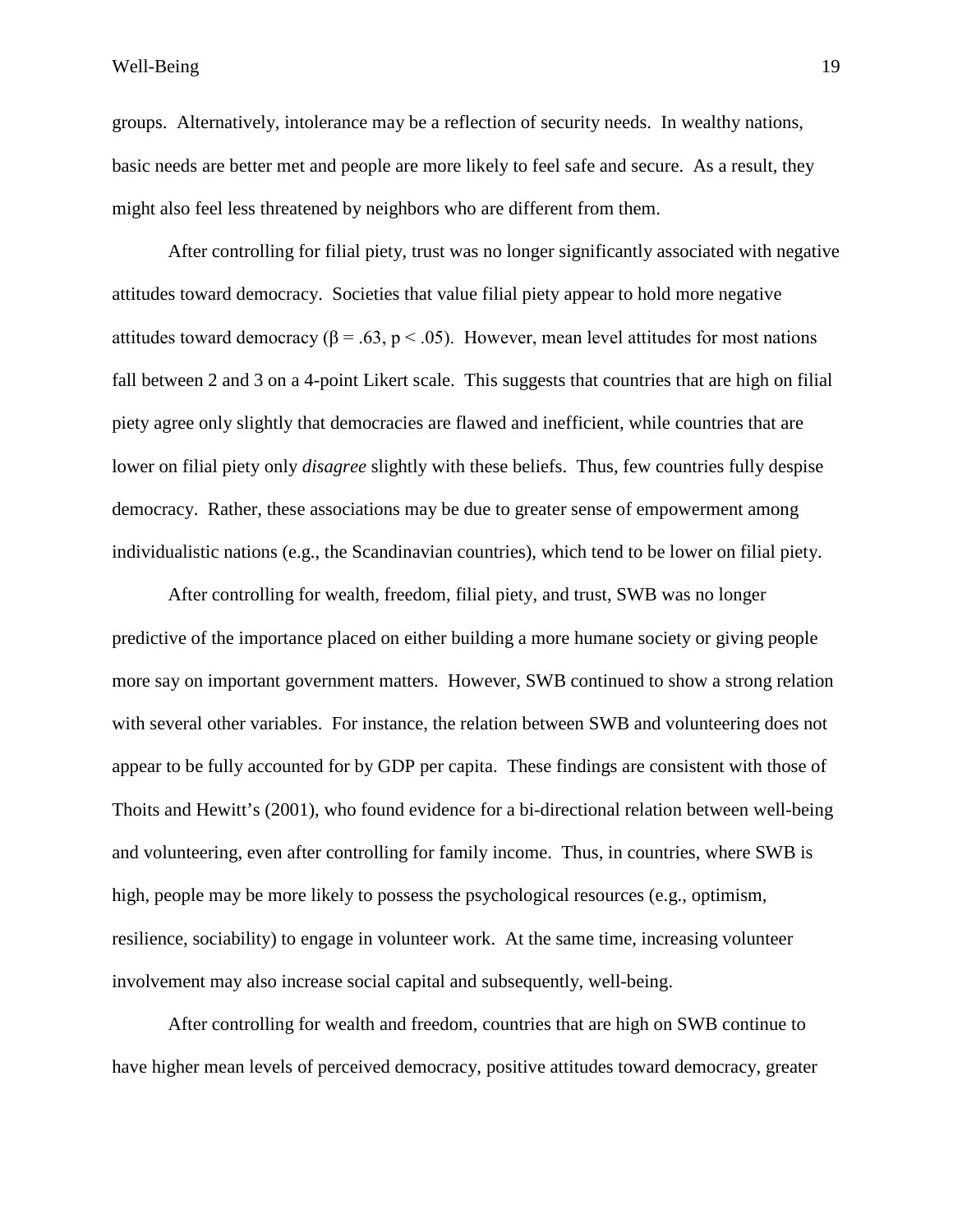groups. Alternatively, intolerance may be a reflection of security needs. In wealthy nations, basic needs are better met and people are more likely to feel safe and secure. As a result, they might also feel less threatened by neighbors who are different from them.

After controlling for filial piety, trust was no longer significantly associated with negative attitudes toward democracy. Societies that value filial piety appear to hold more negative attitudes toward democracy ($\beta = .63$, $p < .05$). However, mean level attitudes for most nations fall between 2 and 3 on a 4-point Likert scale. This suggests that countries that are high on filial piety agree only slightly that democracies are flawed and inefficient, while countries that are lower on filial piety only *disagree* slightly with these beliefs. Thus, few countries fully despise democracy. Rather, these associations may be due to greater sense of empowerment among individualistic nations (e.g., the Scandinavian countries), which tend to be lower on filial piety.

After controlling for wealth, freedom, filial piety, and trust, SWB was no longer predictive of the importance placed on either building a more humane society or giving people more say on important government matters. However, SWB continued to show a strong relation with several other variables. For instance, the relation between SWB and volunteering does not appear to be fully accounted for by GDP per capita. These findings are consistent with those of Thoits and Hewitt's (2001), who found evidence for a bi-directional relation between well-being and volunteering, even after controlling for family income. Thus, in countries, where SWB is high, people may be more likely to possess the psychological resources (e.g., optimism, resilience, sociability) to engage in volunteer work. At the same time, increasing volunteer involvement may also increase social capital and subsequently, well-being.

After controlling for wealth and freedom, countries that are high on SWB continue to have higher mean levels of perceived democracy, positive attitudes toward democracy, greater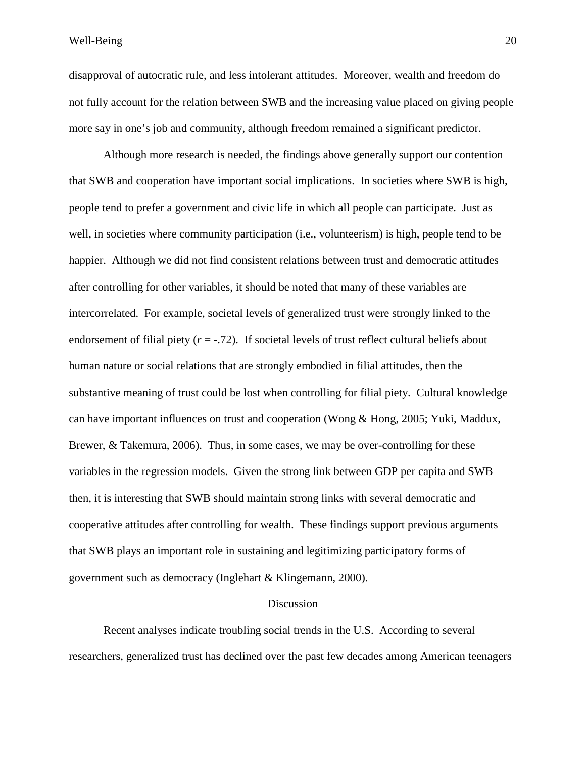disapproval of autocratic rule, and less intolerant attitudes. Moreover, wealth and freedom do not fully account for the relation between SWB and the increasing value placed on giving people more say in one's job and community, although freedom remained a significant predictor.

Although more research is needed, the findings above generally support our contention that SWB and cooperation have important social implications. In societies where SWB is high, people tend to prefer a government and civic life in which all people can participate. Just as well, in societies where community participation (i.e., volunteerism) is high, people tend to be happier. Although we did not find consistent relations between trust and democratic attitudes after controlling for other variables, it should be noted that many of these variables are intercorrelated. For example, societal levels of generalized trust were strongly linked to the endorsement of filial piety ($r = -.72$). If societal levels of trust reflect cultural beliefs about human nature or social relations that are strongly embodied in filial attitudes, then the substantive meaning of trust could be lost when controlling for filial piety. Cultural knowledge can have important influences on trust and cooperation (Wong & Hong, 2005; Yuki, Maddux, Brewer, & Takemura, 2006). Thus, in some cases, we may be over-controlling for these variables in the regression models. Given the strong link between GDP per capita and SWB then, it is interesting that SWB should maintain strong links with several democratic and cooperative attitudes after controlling for wealth. These findings support previous arguments that SWB plays an important role in sustaining and legitimizing participatory forms of government such as democracy (Inglehart & Klingemann, 2000).

## Discussion

Recent analyses indicate troubling social trends in the U.S. According to several researchers, generalized trust has declined over the past few decades among American teenagers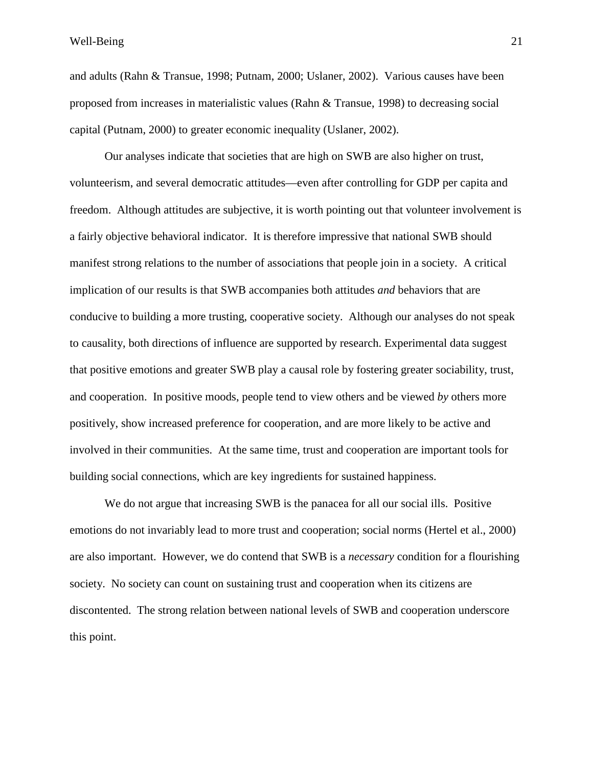and adults (Rahn & Transue, 1998; Putnam, 2000; Uslaner, 2002). Various causes have been proposed from increases in materialistic values (Rahn & Transue, 1998) to decreasing social capital (Putnam, 2000) to greater economic inequality (Uslaner, 2002).

Our analyses indicate that societies that are high on SWB are also higher on trust, volunteerism, and several democratic attitudes—even after controlling for GDP per capita and freedom. Although attitudes are subjective, it is worth pointing out that volunteer involvement is a fairly objective behavioral indicator. It is therefore impressive that national SWB should manifest strong relations to the number of associations that people join in a society. A critical implication of our results is that SWB accompanies both attitudes *and* behaviors that are conducive to building a more trusting, cooperative society. Although our analyses do not speak to causality, both directions of influence are supported by research. Experimental data suggest that positive emotions and greater SWB play a causal role by fostering greater sociability, trust, and cooperation. In positive moods, people tend to view others and be viewed *by* others more positively, show increased preference for cooperation, and are more likely to be active and involved in their communities. At the same time, trust and cooperation are important tools for building social connections, which are key ingredients for sustained happiness.

We do not argue that increasing SWB is the panacea for all our social ills. Positive emotions do not invariably lead to more trust and cooperation; social norms (Hertel et al., 2000) are also important. However, we do contend that SWB is a *necessary* condition for a flourishing society. No society can count on sustaining trust and cooperation when its citizens are discontented. The strong relation between national levels of SWB and cooperation underscore this point.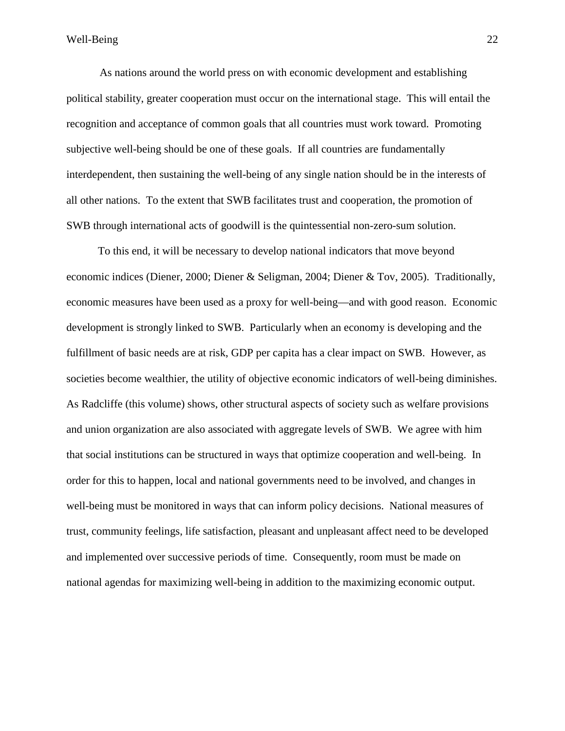As nations around the world press on with economic development and establishing political stability, greater cooperation must occur on the international stage. This will entail the recognition and acceptance of common goals that all countries must work toward. Promoting subjective well-being should be one of these goals. If all countries are fundamentally interdependent, then sustaining the well-being of any single nation should be in the interests of all other nations. To the extent that SWB facilitates trust and cooperation, the promotion of SWB through international acts of goodwill is the quintessential non-zero-sum solution.

To this end, it will be necessary to develop national indicators that move beyond economic indices (Diener, 2000; Diener & Seligman, 2004; Diener & Tov, 2005). Traditionally, economic measures have been used as a proxy for well-being—and with good reason. Economic development is strongly linked to SWB. Particularly when an economy is developing and the fulfillment of basic needs are at risk, GDP per capita has a clear impact on SWB. However, as societies become wealthier, the utility of objective economic indicators of well-being diminishes. As Radcliffe (this volume) shows, other structural aspects of society such as welfare provisions and union organization are also associated with aggregate levels of SWB. We agree with him that social institutions can be structured in ways that optimize cooperation and well-being. In order for this to happen, local and national governments need to be involved, and changes in well-being must be monitored in ways that can inform policy decisions. National measures of trust, community feelings, life satisfaction, pleasant and unpleasant affect need to be developed and implemented over successive periods of time. Consequently, room must be made on national agendas for maximizing well-being in addition to the maximizing economic output.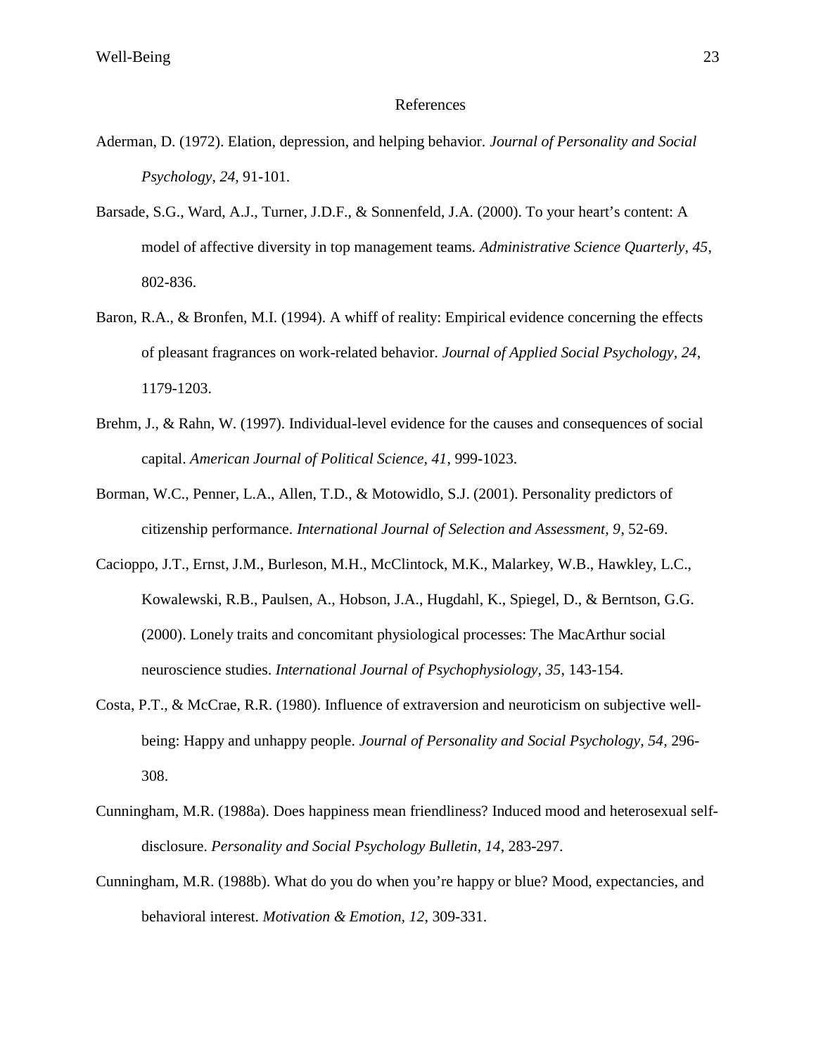# References

Aderman, D. (1972). Elation, depression, and helping behavior. *Journal of Personality and Social Psychology, 24*, 91-101.

Barsade, S.G., Ward, A.J., Turner, J.D.F., & Sonnenfeld, J.A. (2000). To your heart's content: A model of affective diversity in top management teams. *Administrative Science Quarterly*, *45*, 802-836.

Baron, R.A., & Bronfen, M.I. (1994). A whiff of reality: Empirical evidence concerning the effects of pleasant fragrances on work-related behavior. *Journal of Applied Social Psychology*, *24*, 1179-1203.

Brehm, J., & Rahn, W. (1997). Individual-level evidence for the causes and consequences of social capital. *American Journal of Political Science, 41*, 999-1023.

Borman, W.C., Penner, L.A., Allen, T.D., & Motowidlo, S.J. (2001). Personality predictors of citizenship performance. *International Journal of Selection and Assessment, 9*, 52-69.

Cacioppo, J.T., Ernst, J.M., Burleson, M.H., McClintock, M.K., Malarkey, W.B., Hawkley, L.C., Kowalewski, R.B., Paulsen, A., Hobson, J.A., Hugdahl, K., Spiegel, D., & Berntson, G.G. (2000). Lonely traits and concomitant physiological processes: The MacArthur social neuroscience studies. *International Journal of Psychophysiology, 35*, 143-154.

Costa, P.T., & McCrae, R.R. (1980). Influence of extraversion and neuroticism on subjective well-being: Happy and unhappy people. *Journal of Personality and Social Psychology*, *54*, 296-308.

Cunningham, M.R. (1988a). Does happiness mean friendliness? Induced mood and heterosexual self-disclosure. *Personality and Social Psychology Bulletin*, *14*, 283-297.

Cunningham, M.R. (1988b). What do you do when you're happy or blue? Mood, expectancies, and behavioral interest. *Motivation & Emotion, 12*, 309-331.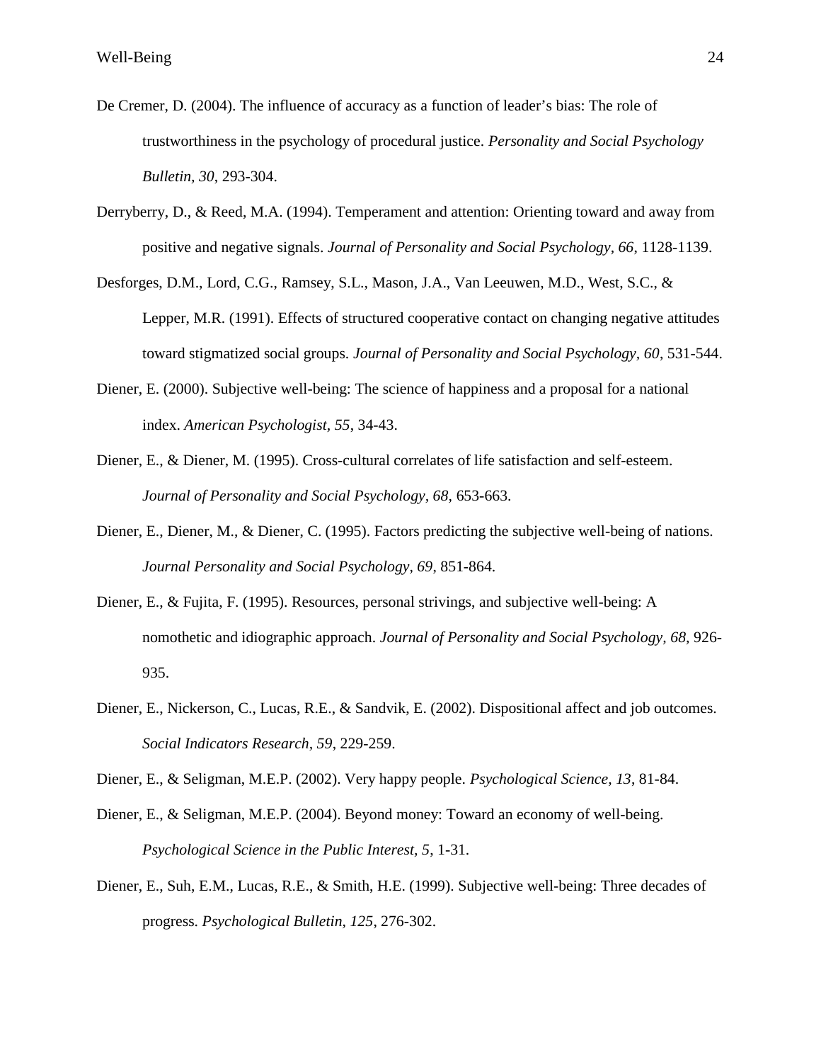De Cremer, D. (2004). The influence of accuracy as a function of leader's bias: The role of trustworthiness in the psychology of procedural justice. *Personality and Social Psychology Bulletin, 30*, 293-304.

Derryberry, D., & Reed, M.A. (1994). Temperament and attention: Orienting toward and away from positive and negative signals. *Journal of Personality and Social Psychology, 66*, 1128-1139.

Desforges, D.M., Lord, C.G., Ramsey, S.L., Mason, J.A., Van Leeuwen, M.D., West, S.C., & Lepper, M.R. (1991). Effects of structured cooperative contact on changing negative attitudes toward stigmatized social groups. *Journal of Personality and Social Psychology, 60*, 531-544.

Diener, E. (2000). Subjective well-being: The science of happiness and a proposal for a national index. *American Psychologist, 55*, 34-43.

Diener, E., & Diener, M. (1995). Cross-cultural correlates of life satisfaction and self-esteem. *Journal of Personality and Social Psychology, 68*, 653-663.

Diener, E., Diener, M., & Diener, C. (1995). Factors predicting the subjective well-being of nations. *Journal Personality and Social Psychology, 69*, 851-864.

Diener, E., & Fujita, F. (1995). Resources, personal strivings, and subjective well-being: A nomothetic and idiographic approach. *Journal of Personality and Social Psychology, 68*, 926-935.

Diener, E., Nickerson, C., Lucas, R.E., & Sandvik, E. (2002). Dispositional affect and job outcomes. *Social Indicators Research, 59*, 229-259.

Diener, E., & Seligman, M.E.P. (2002). Very happy people. *Psychological Science, 13*, 81-84.

Diener, E., & Seligman, M.E.P. (2004). Beyond money: Toward an economy of well-being. *Psychological Science in the Public Interest, 5*, 1-31.

Diener, E., Suh, E.M., Lucas, R.E., & Smith, H.E. (1999). Subjective well-being: Three decades of progress. *Psychological Bulletin, 125*, 276-302.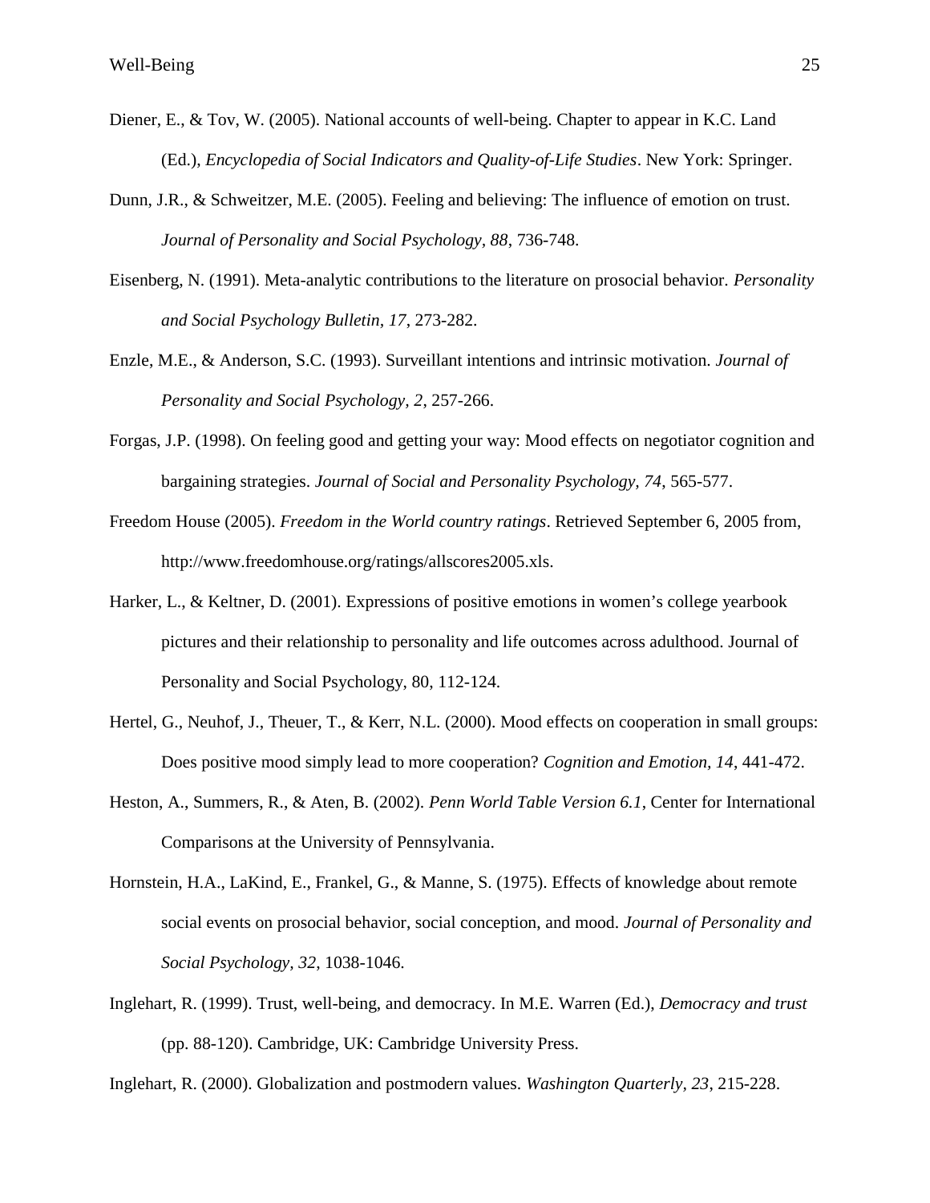Diener, E., & Tov, W. (2005). National accounts of well-being. Chapter to appear in K.C. Land (Ed.), *Encyclopedia of Social Indicators and Quality-of-Life Studies*. New York: Springer.

Dunn, J.R., & Schweitzer, M.E. (2005). Feeling and believing: The influence of emotion on trust. *Journal of Personality and Social Psychology, 88*, 736-748.

Eisenberg, N. (1991). Meta-analytic contributions to the literature on prosocial behavior. *Personality and Social Psychology Bulletin, 17*, 273-282.

Enzle, M.E., & Anderson, S.C. (1993). Surveillant intentions and intrinsic motivation. *Journal of Personality and Social Psychology, 2*, 257-266.

Forgas, J.P. (1998). On feeling good and getting your way: Mood effects on negotiator cognition and bargaining strategies. *Journal of Social and Personality Psychology, 74*, 565-577.

Freedom House (2005). *Freedom in the World country ratings*. Retrieved September 6, 2005 from, http://www.freedomhouse.org/ratings/allscores2005.xls.

Harker, L., & Keltner, D. (2001). Expressions of positive emotions in women's college yearbook pictures and their relationship to personality and life outcomes across adulthood. Journal of Personality and Social Psychology, 80, 112-124.

Hertel, G., Neuhof, J., Theuer, T., & Kerr, N.L. (2000). Mood effects on cooperation in small groups: Does positive mood simply lead to more cooperation? *Cognition and Emotion, 14*, 441-472.

Heston, A., Summers, R., & Aten, B. (2002). *Penn World Table Version 6.1*, Center for International Comparisons at the University of Pennsylvania.

Hornstein, H.A., LaKind, E., Frankel, G., & Manne, S. (1975). Effects of knowledge about remote social events on prosocial behavior, social conception, and mood. *Journal of Personality and Social Psychology, 32*, 1038-1046.

Inglehart, R. (1999). Trust, well-being, and democracy. In M.E. Warren (Ed.), *Democracy and trust* (pp. 88-120). Cambridge, UK: Cambridge University Press.

Inglehart, R. (2000). Globalization and postmodern values. *Washington Quarterly, 23*, 215-228.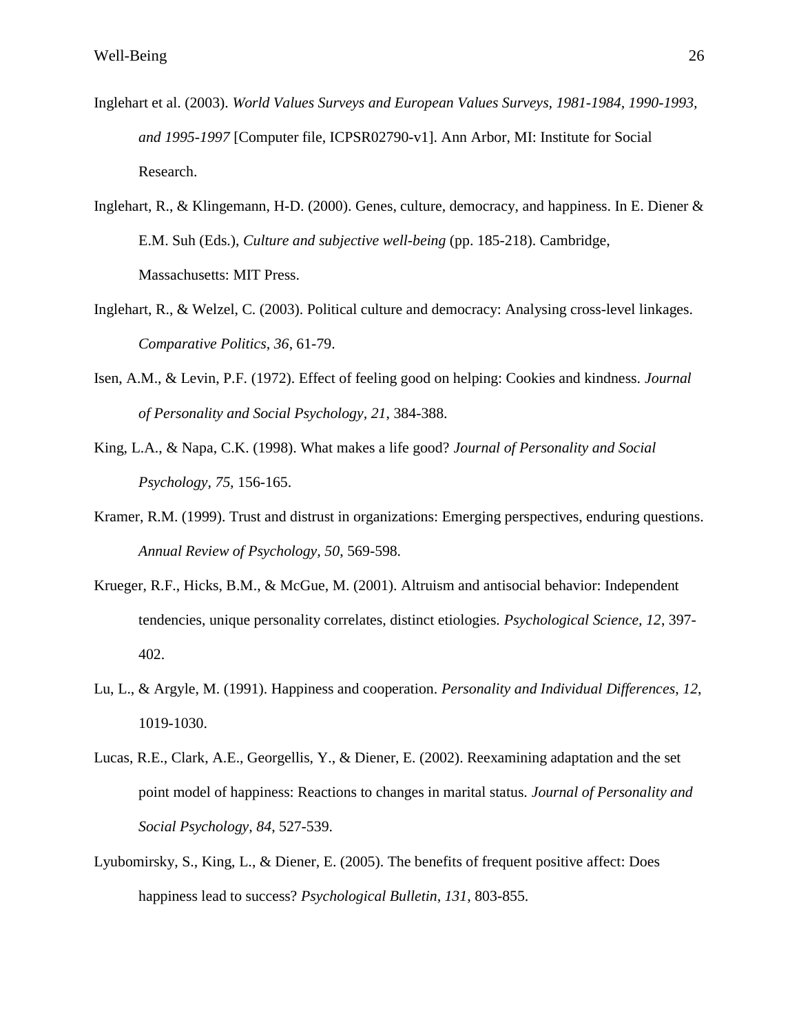Inglehart et al. (2003). *World Values Surveys and European Values Surveys, 1981-1984, 1990-1993, and 1995-1997* [Computer file, ICPSR02790-v1]. Ann Arbor, MI: Institute for Social Research.

Inglehart, R., & Klingemann, H-D. (2000). Genes, culture, democracy, and happiness. In E. Diener & E.M. Suh (Eds.), *Culture and subjective well-being* (pp. 185-218). Cambridge, Massachusetts: MIT Press.

Inglehart, R., & Welzel, C. (2003). Political culture and democracy: Analysing cross-level linkages. *Comparative Politics*, *36*, 61-79.

Isen, A.M., & Levin, P.F. (1972). Effect of feeling good on helping: Cookies and kindness. *Journal of Personality and Social Psychology*, *21*, 384-388.

King, L.A., & Napa, C.K. (1998). What makes a life good? *Journal of Personality and Social Psychology, 75,* 156-165.

Kramer, R.M. (1999). Trust and distrust in organizations: Emerging perspectives, enduring questions. *Annual Review of Psychology, 50*, 569-598.

Krueger, R.F., Hicks, B.M., & McGue, M. (2001). Altruism and antisocial behavior: Independent tendencies, unique personality correlates, distinct etiologies. *Psychological Science*, *12*, 397-402.

Lu, L., & Argyle, M. (1991). Happiness and cooperation. *Personality and Individual Differences*, *12*, 1019-1030.

Lucas, R.E., Clark, A.E., Georgellis, Y., & Diener, E. (2002). Reexamining adaptation and the set point model of happiness: Reactions to changes in marital status. *Journal of Personality and Social Psychology, 84*, 527-539.

Lyubomirsky, S., King, L., & Diener, E. (2005). The benefits of frequent positive affect: Does happiness lead to success? *Psychological Bulletin*, *131*, 803-855.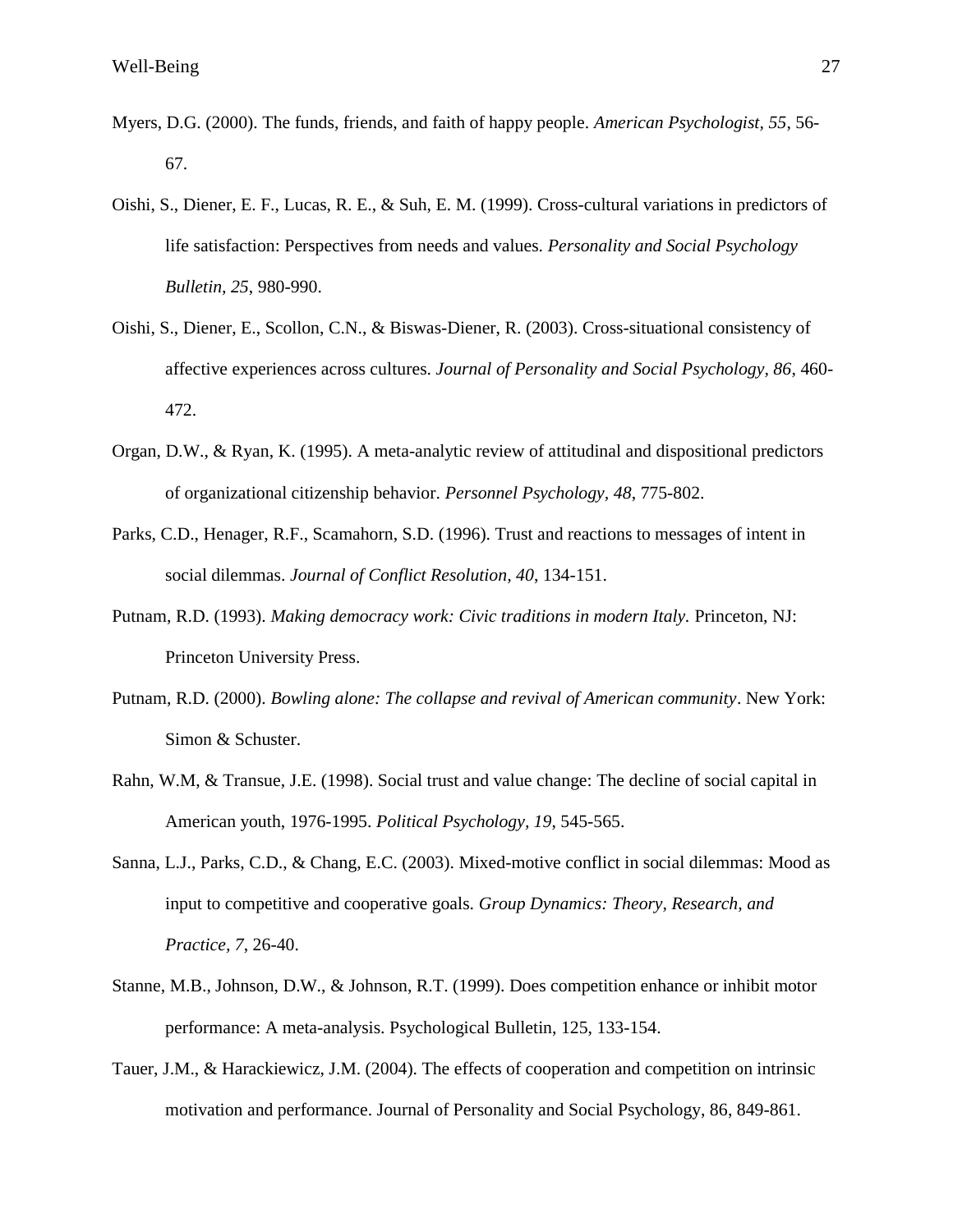Myers, D.G. (2000). The funds, friends, and faith of happy people. *American Psychologist, 55*, 56-67.

Oishi, S., Diener, E. F., Lucas, R. E., & Suh, E. M. (1999). Cross-cultural variations in predictors of life satisfaction: Perspectives from needs and values. *Personality and Social Psychology Bulletin, 25*, 980-990.

Oishi, S., Diener, E., Scollon, C.N., & Biswas-Diener, R. (2003). Cross-situational consistency of affective experiences across cultures. *Journal of Personality and Social Psychology, 86*, 460-472.

Organ, D.W., & Ryan, K. (1995). A meta-analytic review of attitudinal and dispositional predictors of organizational citizenship behavior. *Personnel Psychology, 48*, 775-802.

Parks, C.D., Henager, R.F., Scamahorn, S.D. (1996). Trust and reactions to messages of intent in social dilemmas. *Journal of Conflict Resolution, 40*, 134-151.

Putnam, R.D. (1993). *Making democracy work: Civic traditions in modern Italy*. Princeton, NJ: Princeton University Press.

Putnam, R.D. (2000). *Bowling alone: The collapse and revival of American community*. New York: Simon & Schuster.

Rahn, W.M, & Transue, J.E. (1998). Social trust and value change: The decline of social capital in American youth, 1976-1995. *Political Psychology, 19*, 545-565.

Sanna, L.J., Parks, C.D., & Chang, E.C. (2003). Mixed-motive conflict in social dilemmas: Mood as input to competitive and cooperative goals. *Group Dynamics: Theory, Research, and Practice, 7*, 26-40.

Stanne, M.B., Johnson, D.W., & Johnson, R.T. (1999). Does competition enhance or inhibit motor performance: A meta-analysis. Psychological Bulletin, 125, 133-154.

Tauer, J.M., & Harackiewicz, J.M. (2004). The effects of cooperation and competition on intrinsic motivation and performance. Journal of Personality and Social Psychology, 86, 849-861.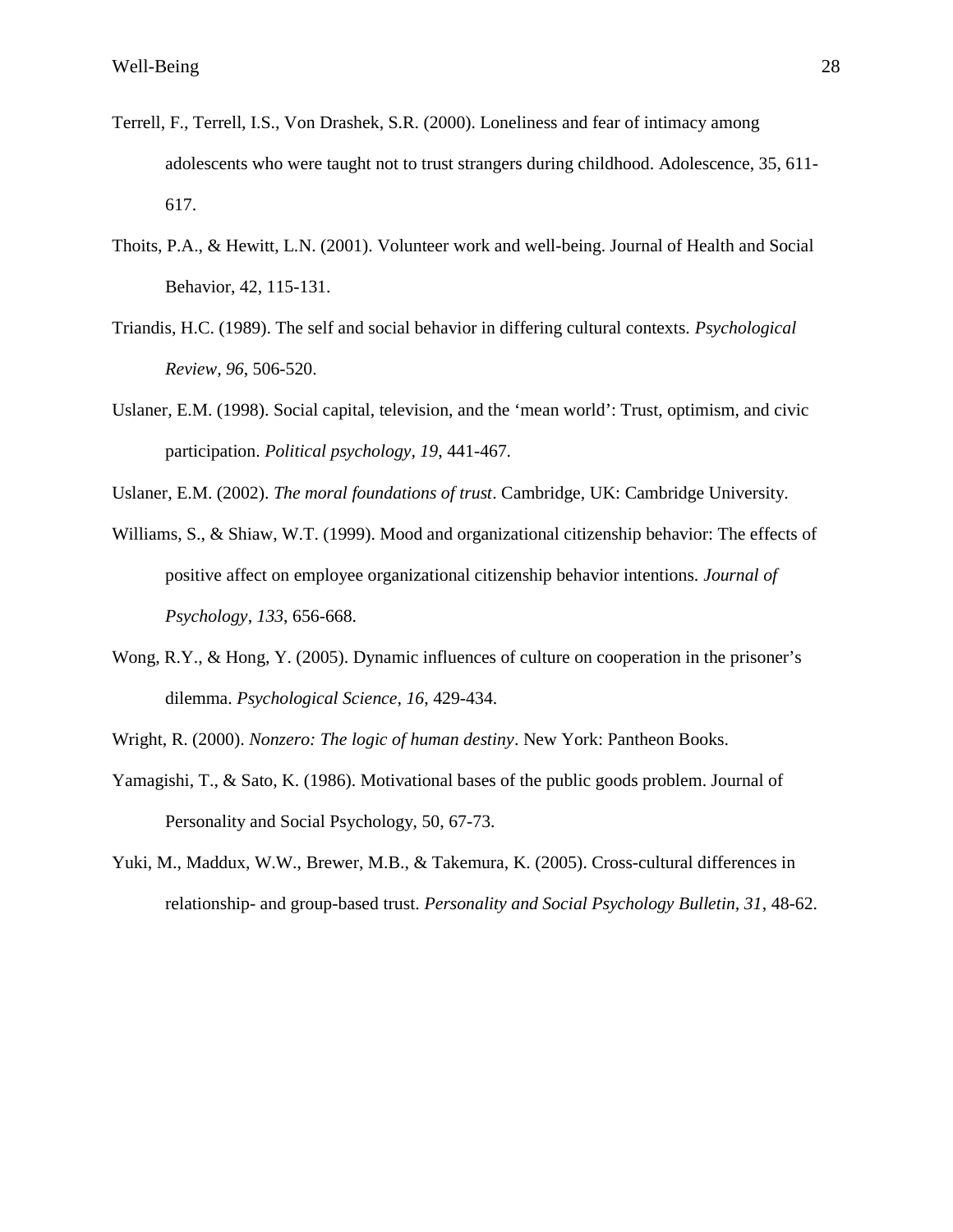Terrell, F., Terrell, I.S., Von Drashek, S.R. (2000). Loneliness and fear of intimacy among adolescents who were taught not to trust strangers during childhood. Adolescence, 35, 611-617.

Thoits, P.A., & Hewitt, L.N. (2001). Volunteer work and well-being. Journal of Health and Social Behavior, 42, 115-131.

Triandis, H.C. (1989). The self and social behavior in differing cultural contexts. *Psychological Review, 96*, 506-520.

Uslaner, E.M. (1998). Social capital, television, and the 'mean world': Trust, optimism, and civic participation. *Political psychology, 19*, 441-467.

Uslaner, E.M. (2002). *The moral foundations of trust*. Cambridge, UK: Cambridge University.

Williams, S., & Shiaw, W.T. (1999). Mood and organizational citizenship behavior: The effects of positive affect on employee organizational citizenship behavior intentions. *Journal of Psychology*, *133*, 656-668.

Wong, R.Y., & Hong, Y. (2005). Dynamic influences of culture on cooperation in the prisoner's dilemma. *Psychological Science, 16*, 429-434.

Wright, R. (2000). *Nonzero: The logic of human destiny*. New York: Pantheon Books.

Yamagishi, T., & Sato, K. (1986). Motivational bases of the public goods problem. Journal of Personality and Social Psychology, 50, 67-73.

Yuki, M., Maddux, W.W., Brewer, M.B., & Takemura, K. (2005). Cross-cultural differences in relationship- and group-based trust. *Personality and Social Psychology Bulletin, 31*, 48-62.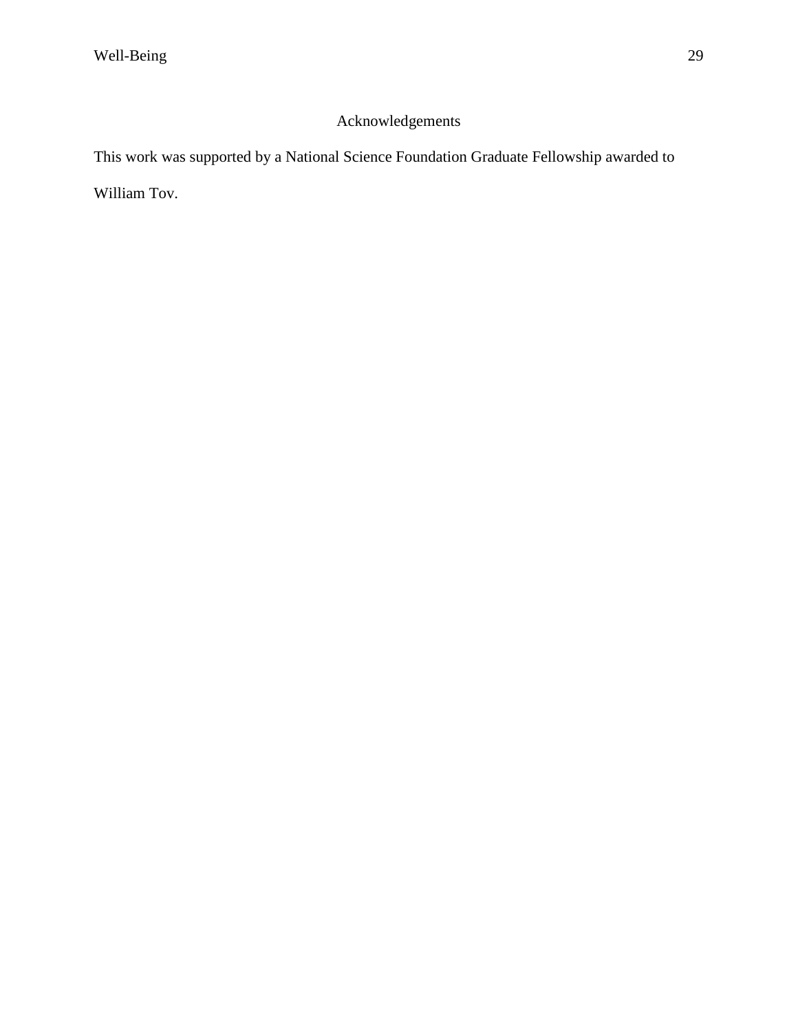# Acknowledgements

This work was supported by a National Science Foundation Graduate Fellowship awarded to William Tov.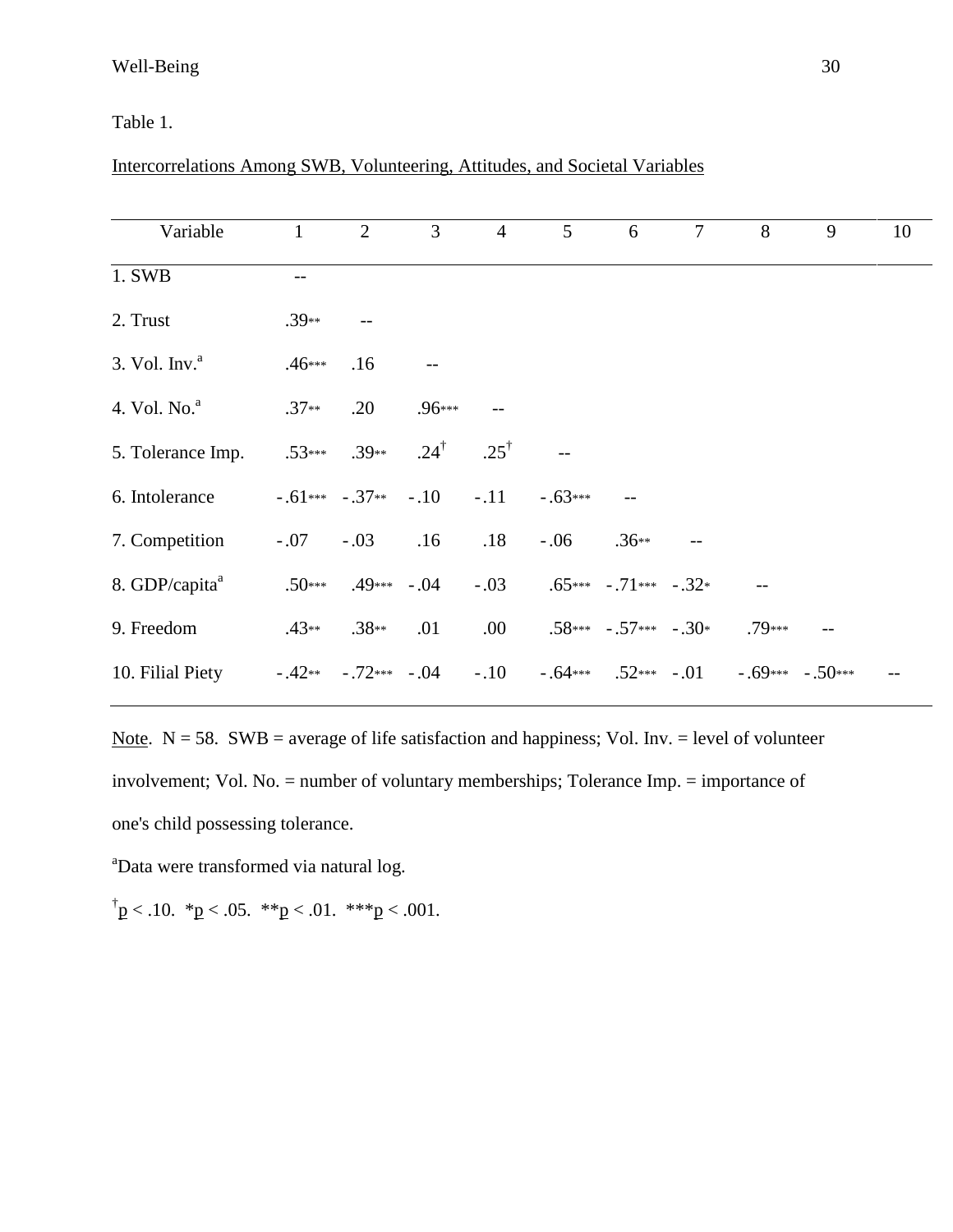Table 1.

Intercorrelations Among SWB, Volunteering, Attitudes, and Societal Variables

| Variable | 1 | 2 | 3 | 4 | 5 | 6 | 7 | 8 | 9 | 10 |
|---|---|---|---|---|---|---|---|---|---|---|
| 1. SWB | -- | | | | | | | | | |
| 2. Trust | .39** | -- | | | | | | | | |
| 3. Vol. Inv.[a] | .46*** | .16 | -- | | | | | | | |
| 4. Vol. No.[a] | .37** | .20 | .96*** | -- | | | | | | |
| 5. Tolerance Imp. | .53*** | .39** | .24† | .25† | -- | | | | | |
| 6. Intolerance | -.61*** | -.37** | -.10 | -.11 | -.63*** | -- | | | | |
| 7. Competition | -.07 | -.03 | .16 | .18 | -.06 | .36** | -- | | | |
| 8. GDP/capita[a] | .50*** | .49*** | -.04 | -.03 | .65*** | -.71*** | -.32* | -- | | |
| 9. Freedom | .43** | .38** | .01 | .00 | .58*** | -.57*** | -.30* | .79*** | -- | |
| 10. Filial Piety | -.42** | -.72*** | -.04 | -.10 | -.64*** | .52*** | -.01 | -.69*** | -.50*** | -- |

Note. N = 58. SWB = average of life satisfaction and happiness; Vol. Inv. = level of volunteer involvement; Vol. No. = number of voluntary memberships; Tolerance Imp. = importance of one's child possessing tolerance.

[a]Data were transformed via natural log.

†$p < .10$. *$p < .05$. **$p < .01$. ***$p < .001$.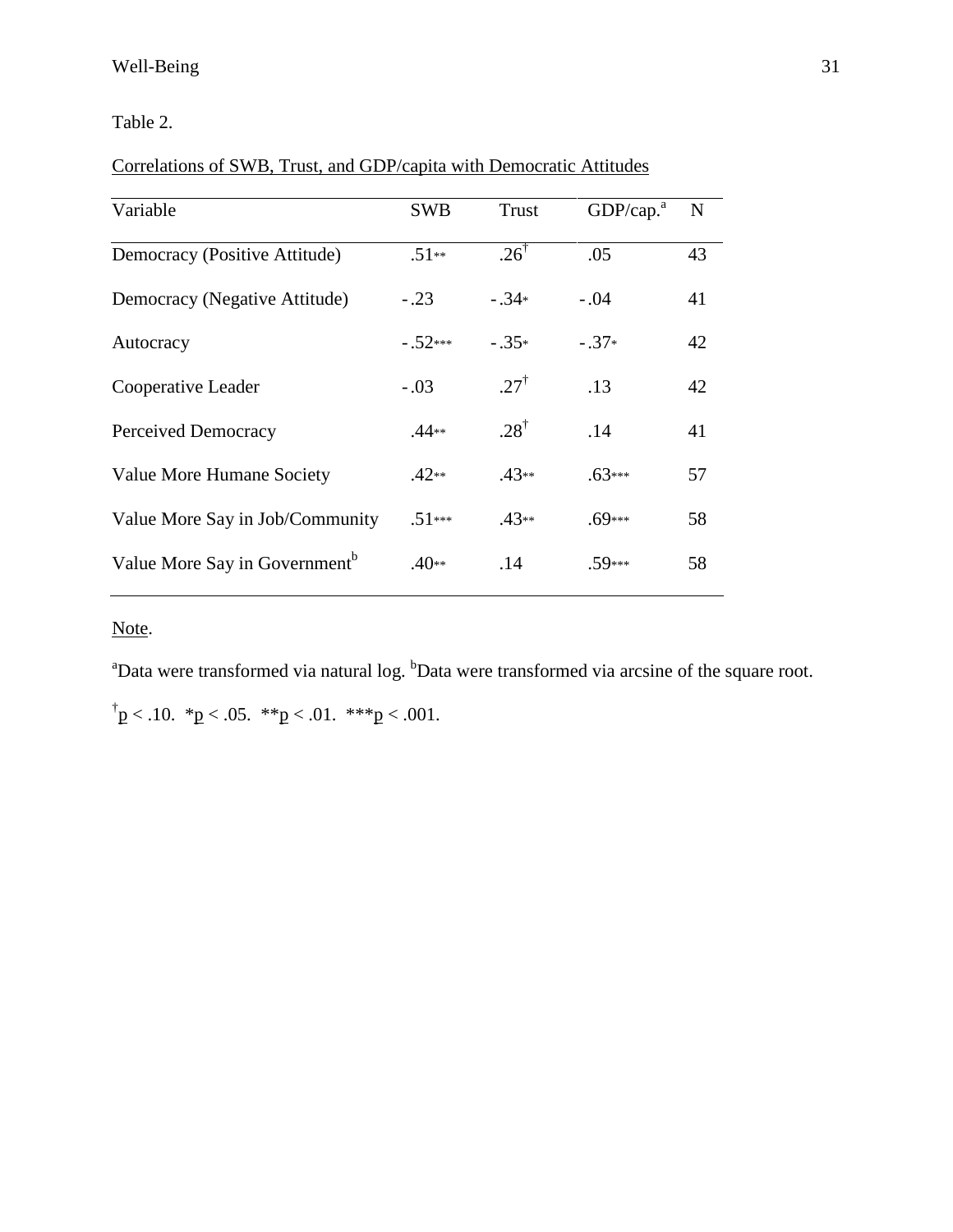Table 2.

Correlations of SWB, Trust, and GDP/capita with Democratic Attitudes

| Variable | SWB | Trust | GDP/cap.[a] | N |
|---|---|---|---|---|
| Democracy (Positive Attitude) | .51** | .26† | .05 | 43 |
| Democracy (Negative Attitude) | -.23 | -.34* | -.04 | 41 |
| Autocracy | -.52*** | -.35* | -.37* | 42 |
| Cooperative Leader | -.03 | .27† | .13 | 42 |
| Perceived Democracy | .44** | .28† | .14 | 41 |
| Value More Humane Society | .42** | .43** | .63*** | 57 |
| Value More Say in Job/Community | .51*** | .43** | .69*** | 58 |
| Value More Say in Government[b] | .40** | .14 | .59*** | 58 |

Note.

[a]Data were transformed via natural log. [b]Data were transformed via arcsine of the square root.

†$p < .10$. *$p < .05$. **$p < .01$. ***$p < .001$.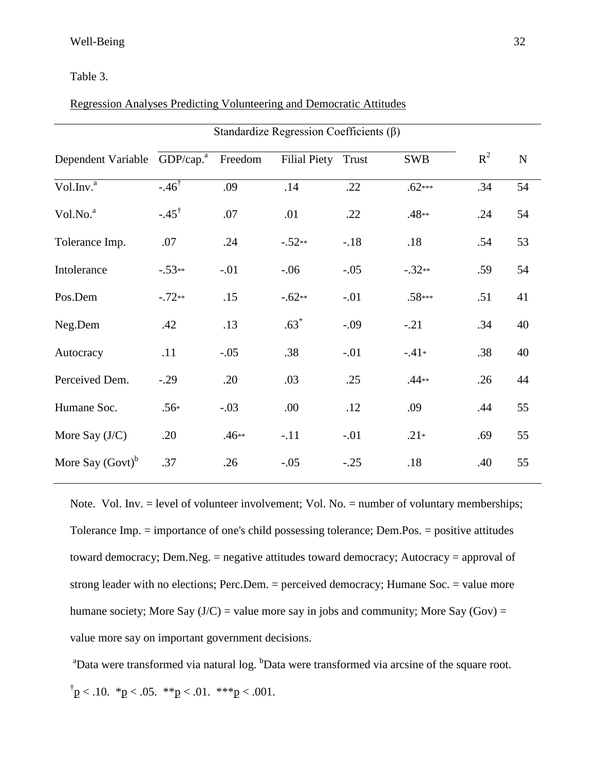Table 3.

Regression Analyses Predicting Volunteering and Democratic Attitudes

| | Standardize Regression Coefficients (β) | | | | | | |
|---|---|---|---|---|---|---|---|
| Dependent Variable | GDP/cap.[a] | Freedom | Filial Piety | Trust | SWB | $R^2$ | N |
| Vol.Inv.[a] | -.46[†] | .09 | .14 | .22 | .62*** | .34 | 54 |
| Vol.No.[a] | -.45[†] | .07 | .01 | .22 | .48** | .24 | 54 |
| Tolerance Imp. | .07 | .24 | -.52** | -.18 | .18 | .54 | 53 |
| Intolerance | -.53** | -.01 | -.06 | -.05 | -.32** | .59 | 54 |
| Pos.Dem | -.72** | .15 | -.62** | -.01 | .58*** | .51 | 41 |
| Neg.Dem | .42 | .13 | .63* | -.09 | -.21 | .34 | 40 |
| Autocracy | .11 | -.05 | .38 | -.01 | -.41* | .38 | 40 |
| Perceived Dem. | -.29 | .20 | .03 | .25 | .44** | .26 | 44 |
| Humane Soc. | .56* | -.03 | .00 | .12 | .09 | .44 | 55 |
| More Say (J/C) | .20 | .46** | -.11 | -.01 | .21* | .69 | 55 |
| More Say (Govt)[b] | .37 | .26 | -.05 | -.25 | .18 | .40 | 55 |

Note. Vol. Inv. = level of volunteer involvement; Vol. No. = number of voluntary memberships; Tolerance Imp. = importance of one's child possessing tolerance; Dem.Pos. = positive attitudes toward democracy; Dem.Neg. = negative attitudes toward democracy; Autocracy = approval of strong leader with no elections; Perc.Dem. = perceived democracy; Humane Soc. = value more humane society; More Say (J/C) = value more say in jobs and community; More Say (Gov) = value more say on important government decisions.

[a]Data were transformed via natural log. [b]Data were transformed via arcsine of the square root.

[†]$p < .10$. *$p < .05$. **$p < .01$. ***$p < .001$.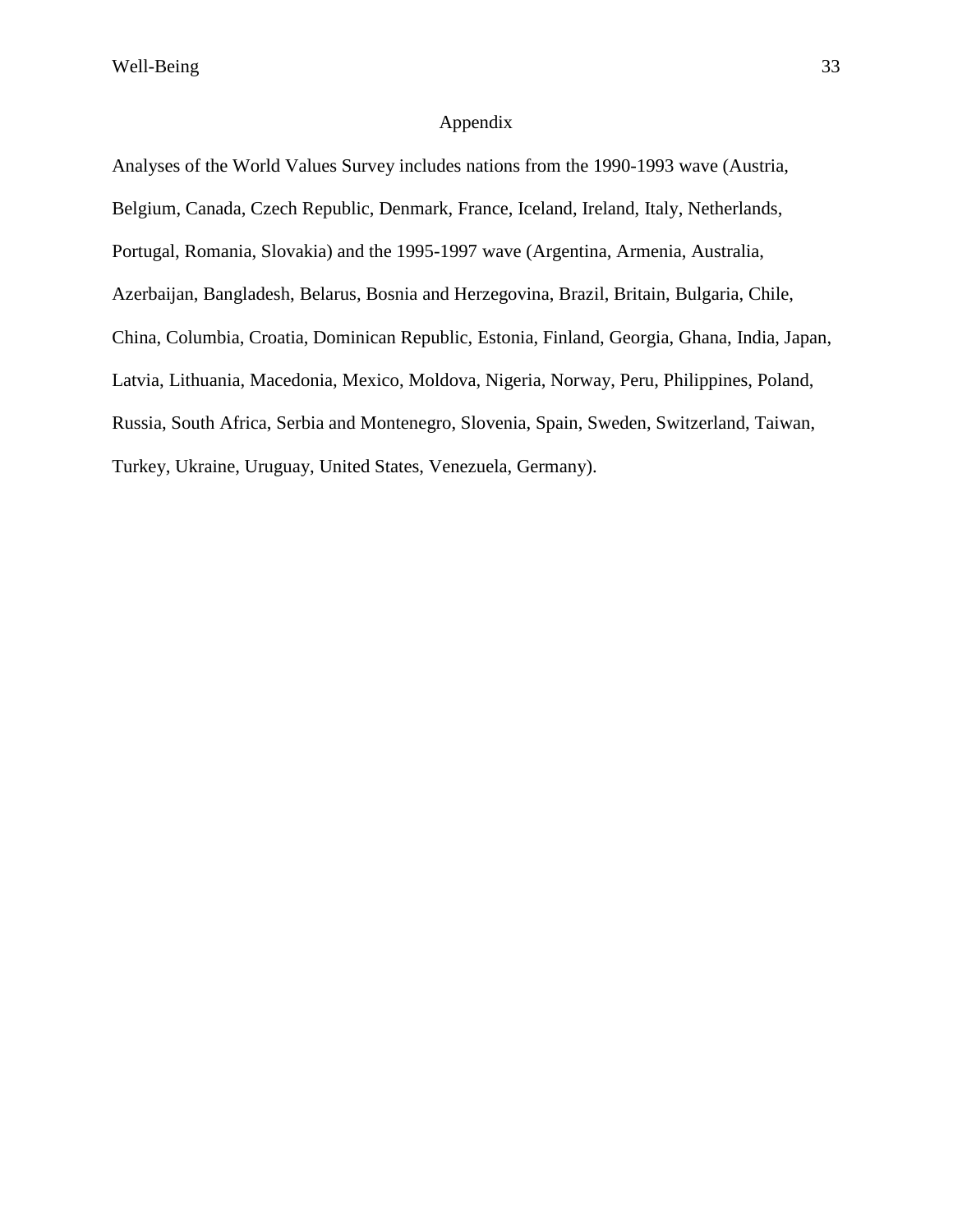# Appendix

Analyses of the World Values Survey includes nations from the 1990-1993 wave (Austria, Belgium, Canada, Czech Republic, Denmark, France, Iceland, Ireland, Italy, Netherlands, Portugal, Romania, Slovakia) and the 1995-1997 wave (Argentina, Armenia, Australia, Azerbaijan, Bangladesh, Belarus, Bosnia and Herzegovina, Brazil, Britain, Bulgaria, Chile, China, Columbia, Croatia, Dominican Republic, Estonia, Finland, Georgia, Ghana, India, Japan, Latvia, Lithuania, Macedonia, Mexico, Moldova, Nigeria, Norway, Peru, Philippines, Poland, Russia, South Africa, Serbia and Montenegro, Slovenia, Spain, Sweden, Switzerland, Taiwan, Turkey, Ukraine, Uruguay, United States, Venezuela, Germany).